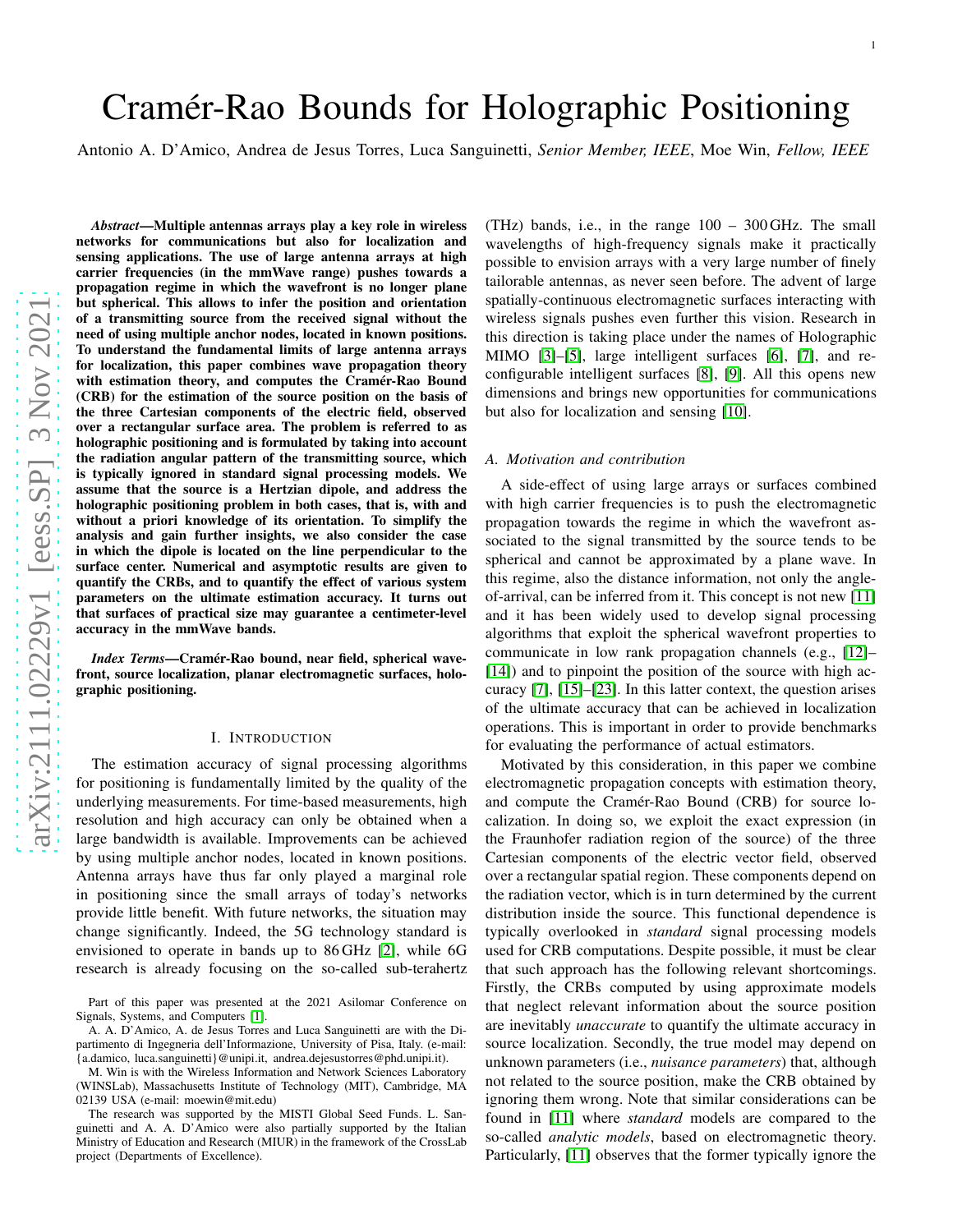# Cramér-Rao Bounds for Holographic Positioning

Antonio A. D'Amico, Andrea de Jesus Torres, Luca Sanguinetti, *Senior Member, IEEE*, Moe Win, *Fellow, IEEE*

***Abstract*—Multiple antennas arrays play a key role in wireless networks for communications but also for localization and sensing applications. The use of large antenna arrays at high carrier frequencies (in the mmWave range) pushes towards a propagation regime in which the wavefront is no longer plane but spherical. This allows to infer the position and orientation of a transmitting source from the received signal without the need of using multiple anchor nodes, located in known positions. To understand the fundamental limits of large antenna arrays for localization, this paper combines wave propagation theory with estimation theory, and computes the Cramér-Rao Bound (CRB) for the estimation of the source position on the basis of the three Cartesian components of the electric field, observed over a rectangular surface area. The problem is referred to as holographic positioning and is formulated by taking into account the radiation angular pattern of the transmitting source, which is typically ignored in standard signal processing models. We assume that the source is a Hertzian dipole, and address the holographic positioning problem in both cases, that is, with and without a priori knowledge of its orientation. To simplify the analysis and gain further insights, we also consider the case in which the dipole is located on the line perpendicular to the surface center. Numerical and asymptotic results are given to quantify the CRBs, and to quantify the effect of various system parameters on the ultimate estimation accuracy. It turns out that surfaces of practical size may guarantee a centimeter-level accuracy in the mmWave bands.**

***Index Terms*—Cramér-Rao bound, near field, spherical wavefront, source localization, planar electromagnetic surfaces, holographic positioning.**

## I. Introduction

The estimation accuracy of signal processing algorithms for positioning is fundamentally limited by the quality of the underlying measurements. For time-based measurements, high resolution and high accuracy can only be obtained when a large bandwidth is available. Improvements can be achieved by using multiple anchor nodes, located in known positions. Antenna arrays have thus far only played a marginal role in positioning since the small arrays of today's networks provide little benefit. With future networks, the situation may change significantly. Indeed, the 5G technology standard is envisioned to operate in bands up to 86 GHz [2], while 6G research is already focusing on the so-called sub-terahertz (THz) bands, i.e., in the range 100 – 300 GHz. The small wavelengths of high-frequency signals make it practically possible to envision arrays with a very large number of finely tailorable antennas, as never seen before. The advent of large spatially-continuous electromagnetic surfaces interacting with wireless signals pushes even further this vision. Research in this direction is taking place under the names of Holographic MIMO [3]–[5], large intelligent surfaces [6], [7], and reconfigurable intelligent surfaces [8], [9]. All this opens new dimensions and brings new opportunities for communications but also for localization and sensing [10].

### A. Motivation and contribution

A side-effect of using large arrays or surfaces combined with high carrier frequencies is to push the electromagnetic propagation towards the regime in which the wavefront associated to the signal transmitted by the source tends to be spherical and cannot be approximated by a plane wave. In this regime, also the distance information, not only the angle-of-arrival, can be inferred from it. This concept is not new [11] and it has been widely used to develop signal processing algorithms that exploit the spherical wavefront properties to communicate in low rank propagation channels (e.g., [12]–[14]) and to pinpoint the position of the source with high accuracy [7], [15]–[23]. In this latter context, the question arises of the ultimate accuracy that can be achieved in localization operations. This is important in order to provide benchmarks for evaluating the performance of actual estimators.

Motivated by this consideration, in this paper we combine electromagnetic propagation concepts with estimation theory, and compute the Cramér-Rao Bound (CRB) for source localization. In doing so, we exploit the exact expression (in the Fraunhofer radiation region of the source) of the three Cartesian components of the electric vector field, observed over a rectangular spatial region. These components depend on the radiation vector, which is in turn determined by the current distribution inside the source. This functional dependence is typically overlooked in *standard* signal processing models used for CRB computations. Despite possible, it must be clear that such approach has the following relevant shortcomings. Firstly, the CRBs computed by using approximate models that neglect relevant information about the source position are inevitably *unaccurate* to quantify the ultimate accuracy in source localization. Secondly, the true model may depend on unknown parameters (i.e., *nuisance parameters*) that, although not related to the source position, make the CRB obtained by ignoring them wrong. Note that similar considerations can be found in [11] where *standard* models are compared to the so-called *analytic models*, based on electromagnetic theory. Particularly, [11] observes that the former typically ignore the

Part of this paper was presented at the 2021 Asilomar Conference on Signals, Systems, and Computers [1].

A. A. D'Amico, A. de Jesus Torres and Luca Sanguinetti are with the Dipartimento di Ingegneria dell'Informazione, University of Pisa, Italy. (e-mail: {a.damico, luca.sanguinetti}@unipi.it, andrea.dejesustorres@phd.unipi.it).

M. Win is with the Wireless Information and Network Sciences Laboratory (WINSLab), Massachusetts Institute of Technology (MIT), Cambridge, MA 02139 USA (e-mail: moewin@mit.edu)

The research was supported by the MISTI Global Seed Funds. L. Sanguinetti and A. A. D'Amico were also partially supported by the Italian Ministry of Education and Research (MIUR) in the framework of the CrossLab project (Departments of Excellence).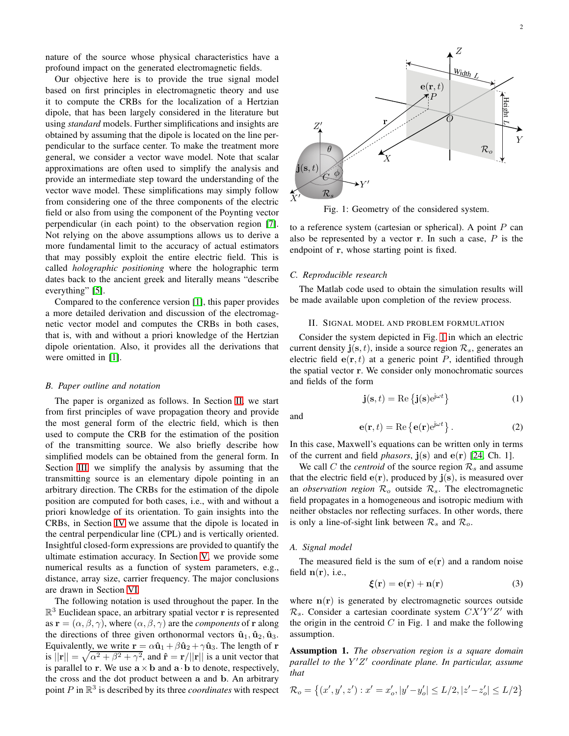nature of the source whose physical characteristics have a profound impact on the generated electromagnetic fields.

Our objective here is to provide the true signal model based on first principles in electromagnetic theory and use it to compute the CRBs for the localization of a Hertzian dipole, that has been largely considered in the literature but using *standard* models. Further simplifications and insights are obtained by assuming that the dipole is located on the line perpendicular to the surface center. To make the treatment more general, we consider a vector wave model. Note that scalar approximations are often used to simplify the analysis and provide an intermediate step toward the understanding of the vector wave model. These simplifications may simply follow from considering one of the three components of the electric field or also from using the component of the Poynting vector perpendicular (in each point) to the observation region [7]. Not relying on the above assumptions allows us to derive a more fundamental limit to the accuracy of actual estimators that may possibly exploit the entire electric field. This is called *holographic positioning* where the holographic term dates back to the ancient greek and literally means "describe everything" [5].

Compared to the conference version [1], this paper provides a more detailed derivation and discussion of the electromagnetic vector model and computes the CRBs in both cases, that is, with and without a priori knowledge of the Hertzian dipole orientation. Also, it provides all the derivations that were omitted in [1].

### B. Paper outline and notation

The paper is organized as follows. In Section II, we start from first principles of wave propagation theory and provide the most general form of the electric field, which is then used to compute the CRB for the estimation of the position of the transmitting source. We also briefly describe how simplified models can be obtained from the general form. In Section III, we simplify the analysis by assuming that the transmitting source is an elementary dipole pointing in an arbitrary direction. The CRBs for the estimation of the dipole position are computed for both cases, i.e., with and without a priori knowledge of its orientation. To gain insights into the CRBs, in Section IV we assume that the dipole is located in the central perpendicular line (CPL) and is vertically oriented. Insightful closed-form expressions are provided to quantify the ultimate estimation accuracy. In Section V, we provide some numerical results as a function of system parameters, e.g., distance, array size, carrier frequency. The major conclusions are drawn in Section VI.

The following notation is used throughout the paper. In the $\mathbb{R}^3$ Euclidean space, an arbitrary spatial vector $\mathbf{r}$ is represented as $\mathbf{r} = (\alpha, \beta, \gamma)$, where $(\alpha, \beta, \gamma)$ are the *components* of $\mathbf{r}$ along the directions of three given orthonormal vectors $\hat{\mathbf{u}}_1, \hat{\mathbf{u}}_2, \hat{\mathbf{u}}_3$. Equivalently, we write $\mathbf{r} = \alpha\hat{\mathbf{u}}_1 + \beta\hat{\mathbf{u}}_2 + \gamma\hat{\mathbf{u}}_3$. The length of $\mathbf{r}$ is $||\mathbf{r}|| = \sqrt{\alpha^2 + \beta^2 + \gamma^2}$, and $\hat{\mathbf{r}} = \mathbf{r}/||\mathbf{r}||$ is a unit vector that is parallel to $\mathbf{r}$. We use $\mathbf{a} \times \mathbf{b}$ and $\mathbf{a} \cdot \mathbf{b}$ to denote, respectively, the cross and the dot product between $\mathbf{a}$ and $\mathbf{b}$. An arbitrary point $P$ in $\mathbb{R}^3$ is described by its three *coordinates* with respect to a reference system (cartesian or spherical). A point $P$ can also be represented by a vector $\mathbf{r}$. In such a case, $P$ is the endpoint of $\mathbf{r}$, whose starting point is fixed.

Fig. 1: Geometry of the considered system.

### C. Reproducible research

The Matlab code used to obtain the simulation results will be made available upon completion of the review process.

## II. Signal model and problem formulation

Consider the system depicted in Fig. 1 in which an electric current density $\mathbf{j}(\mathbf{s}, t)$, inside a source region $\mathcal{R}_s$, generates an electric field $\mathbf{e}(\mathbf{r}, t)$ at a generic point $P$, identified through the spatial vector $\mathbf{r}$. We consider only monochromatic sources and fields of the form

$$\mathbf{j}(\mathbf{s}, t) = \mathrm{Re}\left\{\mathbf{j}(\mathbf{s})e^{j\omega t}\right\} \tag{1}$$

and

$$\mathbf{e}(\mathbf{r}, t) = \mathrm{Re}\left\{\mathbf{e}(\mathbf{r})e^{j\omega t}\right\}. \tag{2}$$

In this case, Maxwell's equations can be written only in terms of the current and field *phasors*, $\mathbf{j}(\mathbf{s})$ and $\mathbf{e}(\mathbf{r})$ [24, Ch. 1].

We call $C$ the *centroid* of the source region $\mathcal{R}_s$ and assume that the electric field $\mathbf{e}(\mathbf{r})$, produced by $\mathbf{j}(\mathbf{s})$, is measured over an *observation region* $\mathcal{R}_o$ outside $\mathcal{R}_s$. The electromagnetic field propagates in a homogeneous and isotropic medium with neither obstacles nor reflecting surfaces. In other words, there is only a line-of-sight link between $\mathcal{R}_s$ and $\mathcal{R}_o$.

### A. Signal model

The measured field is the sum of $\mathbf{e}(\mathbf{r})$ and a random noise field $\mathbf{n}(\mathbf{r})$, i.e.,

$$\boldsymbol{\xi}(\mathbf{r}) = \mathbf{e}(\mathbf{r}) + \mathbf{n}(\mathbf{r}) \tag{3}$$

where $\mathbf{n}(\mathbf{r})$ is generated by electromagnetic sources outside $\mathcal{R}_s$. Consider a cartesian coordinate system $CX'Y'Z'$ with the origin in the centroid $C$ in Fig. 1 and make the following assumption.

**Assumption 1.** *The observation region is a square domain parallel to the $Y'Z'$ coordinate plane. In particular, assume that*

$$\mathcal{R}_o = \left\{(x', y', z') : x' = x'_o, |y' - y'_o| \le L/2, |z' - z'_o| \le L/2\right\}$$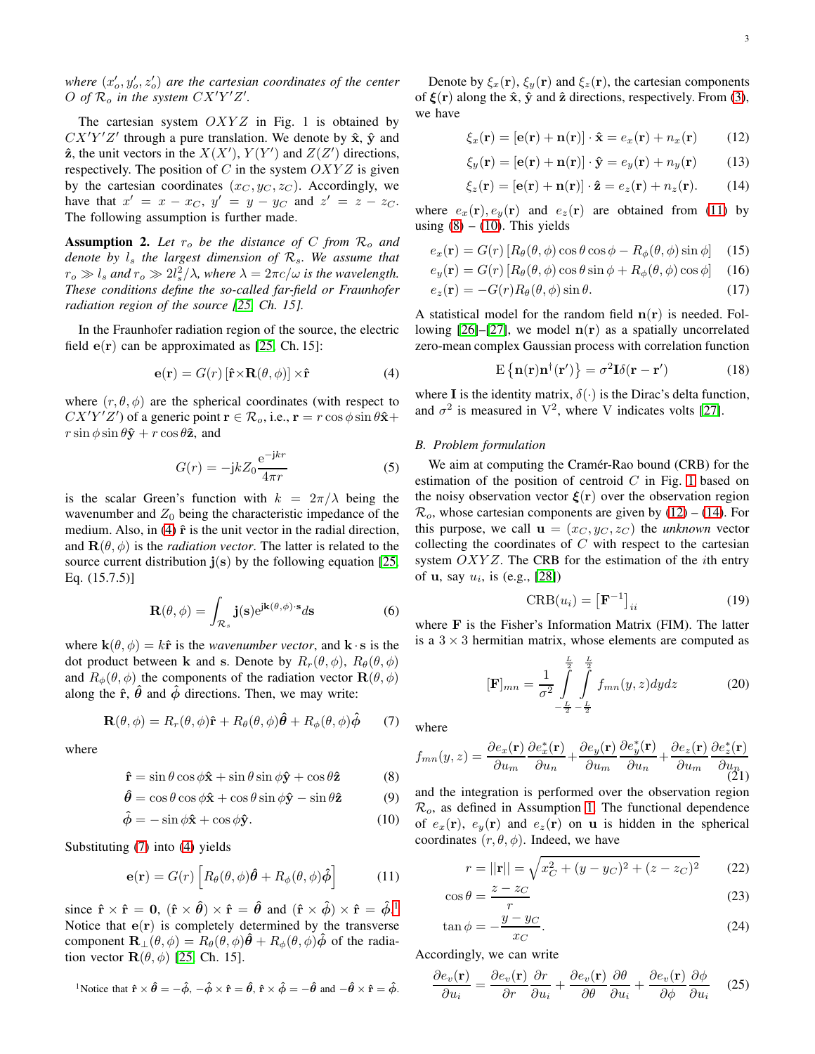*where $(x'_o, y'_o, z'_o)$ are the cartesian coordinates of the center $O$ of $\mathcal{R}_o$ in the system $CX'Y'Z'$.*

The cartesian system $OXYZ$ in Fig. 1 is obtained by $CX'Y'Z'$ through a pure translation. We denote by $\hat{\mathbf{x}}$, $\hat{\mathbf{y}}$ and $\hat{\mathbf{z}}$, the unit vectors in the $X(X')$, $Y(Y')$ and $Z(Z')$ directions, respectively. The position of $C$ in the system $OXYZ$ is given by the cartesian coordinates $(x_C, y_C, z_C)$. Accordingly, we have that $x' = x - x_C$, $y' = y - y_C$ and $z' = z - z_C$. The following assumption is further made.

**Assumption 2.** *Let $r_o$ be the distance of $C$ from $\mathcal{R}_o$ and denote by $l_s$ the largest dimension of $\mathcal{R}_s$. We assume that $r_o \gg l_s$ and $r_o \gg 2l_s^2/\lambda$, where $\lambda = 2\pi c/\omega$ is the wavelength. These conditions define the so-called far-field or Fraunhofer radiation region of the source [25, Ch. 15].*

In the Fraunhofer radiation region of the source, the electric field $\mathbf{e}(\mathbf{r})$ can be approximated as [25, Ch. 15]:

$$\mathbf{e}(\mathbf{r}) = G(r)\left[\hat{\mathbf{r}} \times \mathbf{R}(\theta, \phi)\right] \times \hat{\mathbf{r}} \tag{4}$$

where $(r, \theta, \phi)$ are the spherical coordinates (with respect to $CX'Y'Z'$) of a generic point $\mathbf{r} \in \mathcal{R}_o$, i.e., $\mathbf{r} = r\cos\phi\sin\theta\hat{\mathbf{x}} + r\sin\phi\sin\theta\hat{\mathbf{y}} + r\cos\theta\hat{\mathbf{z}}$, and

$$G(r) = -\mathrm{j}kZ_0\frac{\mathrm{e}^{-\mathrm{j}kr}}{4\pi r} \tag{5}$$

is the scalar Green's function with $k = 2\pi/\lambda$ being the wavenumber and $Z_0$ being the characteristic impedance of the medium. Also, in (4) $\hat{\mathbf{r}}$ is the unit vector in the radial direction, and $\mathbf{R}(\theta, \phi)$ is the *radiation vector*. The latter is related to the source current distribution $\mathbf{j}(\mathbf{s})$ by the following equation [25, Eq. (15.7.5)]

$$\mathbf{R}(\theta, \phi) = \int_{\mathcal{R}_s} \mathbf{j}(\mathbf{s})\mathrm{e}^{\mathrm{j}\mathbf{k}(\theta,\phi)\cdot\mathbf{s}}d\mathbf{s} \tag{6}$$

where $\mathbf{k}(\theta, \phi) = k\hat{\mathbf{r}}$ is the *wavenumber vector*, and $\mathbf{k}\cdot\mathbf{s}$ is the dot product between $\mathbf{k}$ and $\mathbf{s}$. Denote by $R_r(\theta, \phi)$, $R_\theta(\theta, \phi)$ and $R_\phi(\theta, \phi)$ the components of the radiation vector $\mathbf{R}(\theta, \phi)$ along the $\hat{\mathbf{r}}$, $\hat{\boldsymbol{\theta}}$ and $\hat{\boldsymbol{\phi}}$ directions. Then, we may write:

$$\mathbf{R}(\theta, \phi) = R_r(\theta, \phi)\hat{\mathbf{r}} + R_\theta(\theta, \phi)\hat{\boldsymbol{\theta}} + R_\phi(\theta, \phi)\hat{\boldsymbol{\phi}} \tag{7}$$

where

$$\hat{\mathbf{r}} = \sin\theta\cos\phi\hat{\mathbf{x}} + \sin\theta\sin\phi\hat{\mathbf{y}} + \cos\theta\hat{\mathbf{z}} \tag{8}$$

$$\hat{\boldsymbol{\theta}} = \cos\theta\cos\phi\hat{\mathbf{x}} + \cos\theta\sin\phi\hat{\mathbf{y}} - \sin\theta\hat{\mathbf{z}} \tag{9}$$

$$\hat{\boldsymbol{\phi}} = -\sin\phi\hat{\mathbf{x}} + \cos\phi\hat{\mathbf{y}}. \tag{10}$$

Substituting (7) into (4) yields

$$\mathbf{e}(\mathbf{r}) = G(r)\left[R_\theta(\theta, \phi)\hat{\boldsymbol{\theta}} + R_\phi(\theta, \phi)\hat{\boldsymbol{\phi}}\right] \tag{11}$$

since $\hat{\mathbf{r}} \times \hat{\mathbf{r}} = \mathbf{0}$, $(\hat{\mathbf{r}} \times \hat{\boldsymbol{\theta}}) \times \hat{\mathbf{r}} = \hat{\boldsymbol{\theta}}$ and $(\hat{\mathbf{r}} \times \hat{\boldsymbol{\phi}}) \times \hat{\mathbf{r}} = \hat{\boldsymbol{\phi}}$.[1] Notice that $\mathbf{e}(\mathbf{r})$ is completely determined by the transverse component $\mathbf{R}_\perp(\theta, \phi) = R_\theta(\theta, \phi)\hat{\boldsymbol{\theta}} + R_\phi(\theta, \phi)\hat{\boldsymbol{\phi}}$ of the radiation vector $\mathbf{R}(\theta, \phi)$ [25, Ch. 15].

[1] Notice that $\hat{\mathbf{r}} \times \hat{\boldsymbol{\theta}} = -\hat{\boldsymbol{\phi}}$, $-\hat{\boldsymbol{\phi}} \times \hat{\mathbf{r}} = \hat{\boldsymbol{\theta}}$, $\hat{\mathbf{r}} \times \hat{\boldsymbol{\phi}} = -\hat{\boldsymbol{\theta}}$ and $-\hat{\boldsymbol{\theta}} \times \hat{\mathbf{r}} = \hat{\boldsymbol{\phi}}$.

Denote by $\xi_x(\mathbf{r})$, $\xi_y(\mathbf{r})$ and $\xi_z(\mathbf{r})$, the cartesian components of $\boldsymbol{\xi}(\mathbf{r})$ along the $\hat{\mathbf{x}}$, $\hat{\mathbf{y}}$ and $\hat{\mathbf{z}}$ directions, respectively. From (3), we have

$$\xi_x(\mathbf{r}) = [\mathbf{e}(\mathbf{r}) + \mathbf{n}(\mathbf{r})] \cdot \hat{\mathbf{x}} = e_x(\mathbf{r}) + n_x(\mathbf{r}) \tag{12}$$

$$\xi_y(\mathbf{r}) = [\mathbf{e}(\mathbf{r}) + \mathbf{n}(\mathbf{r})] \cdot \hat{\mathbf{y}} = e_y(\mathbf{r}) + n_y(\mathbf{r}) \tag{13}$$

$$\xi_z(\mathbf{r}) = [\mathbf{e}(\mathbf{r}) + \mathbf{n}(\mathbf{r})] \cdot \hat{\mathbf{z}} = e_z(\mathbf{r}) + n_z(\mathbf{r}). \tag{14}$$

where $e_x(\mathbf{r}), e_y(\mathbf{r})$ and $e_z(\mathbf{r})$ are obtained from (11) by using (8) – (10). This yields

$$e_x(\mathbf{r}) = G(r)\left[R_\theta(\theta, \phi)\cos\theta\cos\phi - R_\phi(\theta, \phi)\sin\phi\right] \tag{15}$$

$$e_y(\mathbf{r}) = G(r)\left[R_\theta(\theta, \phi)\cos\theta\sin\phi + R_\phi(\theta, \phi)\cos\phi\right] \tag{16}$$

$$e_z(\mathbf{r}) = -G(r)R_\theta(\theta, \phi)\sin\theta. \tag{17}$$

A statistical model for the random field $\mathbf{n}(\mathbf{r})$ is needed. Following [26]–[27], we model $\mathbf{n}(\mathbf{r})$ as a spatially uncorrelated zero-mean complex Gaussian process with correlation function

$$\mathrm{E}\left\{\mathbf{n}(\mathbf{r})\mathbf{n}^\dagger(\mathbf{r}')\right\} = \sigma^2\mathbf{I}\delta(\mathbf{r} - \mathbf{r}') \tag{18}$$

where $\mathbf{I}$ is the identity matrix, $\delta(\cdot)$ is the Dirac's delta function, and $\sigma^2$ is measured in $\mathrm{V}^2$, where V indicates volts [27].

### B. Problem formulation

We aim at computing the Cramér-Rao bound (CRB) for the estimation of the position of centroid $C$ in Fig. 1 based on the noisy observation vector $\boldsymbol{\xi}(\mathbf{r})$ over the observation region $\mathcal{R}_o$, whose cartesian components are given by (12) – (14). For this purpose, we call $\mathbf{u} = (x_C, y_C, z_C)$ the *unknown* vector collecting the coordinates of $C$ with respect to the cartesian system $OXYZ$. The CRB for the estimation of the $i$th entry of $\mathbf{u}$, say $u_i$, is (e.g., [28])

$$\mathrm{CRB}(u_i) = \left[\mathbf{F}^{-1}\right]_{ii} \tag{19}$$

where $\mathbf{F}$ is the Fisher's Information Matrix (FIM). The latter is a $3 \times 3$ hermitian matrix, whose elements are computed as

$$[\mathbf{F}]_{mn} = \frac{1}{\sigma^2}\int_{-\frac{L}{2}}^{\frac{L}{2}}\int_{-\frac{L}{2}}^{\frac{L}{2}} f_{mn}(y, z)dydz \tag{20}$$

where

$$f_{mn}(y, z) = \frac{\partial e_x(\mathbf{r})}{\partial u_m}\frac{\partial e_x^*(\mathbf{r})}{\partial u_n} + \frac{\partial e_y(\mathbf{r})}{\partial u_m}\frac{\partial e_y^*(\mathbf{r})}{\partial u_n} + \frac{\partial e_z(\mathbf{r})}{\partial u_m}\frac{\partial e_z^*(\mathbf{r})}{\partial u_n} \tag{21}$$

and the integration is performed over the observation region $\mathcal{R}_o$, as defined in Assumption 1. The functional dependence of $e_x(\mathbf{r})$, $e_y(\mathbf{r})$ and $e_z(\mathbf{r})$ on $\mathbf{u}$ is hidden in the spherical coordinates $(r, \theta, \phi)$. Indeed, we have

$$r = ||\mathbf{r}|| = \sqrt{x_C^2 + (y - y_C)^2 + (z - z_C)^2} \tag{22}$$

$$\cos\theta = \frac{z - z_C}{r} \tag{23}$$

$$\tan\phi = -\frac{y - y_C}{x_C}. \tag{24}$$

Accordingly, we can write

$$\frac{\partial e_v(\mathbf{r})}{\partial u_i} = \frac{\partial e_v(\mathbf{r})}{\partial r}\frac{\partial r}{\partial u_i} + \frac{\partial e_v(\mathbf{r})}{\partial \theta}\frac{\partial \theta}{\partial u_i} + \frac{\partial e_v(\mathbf{r})}{\partial \phi}\frac{\partial \phi}{\partial u_i} \tag{25}$$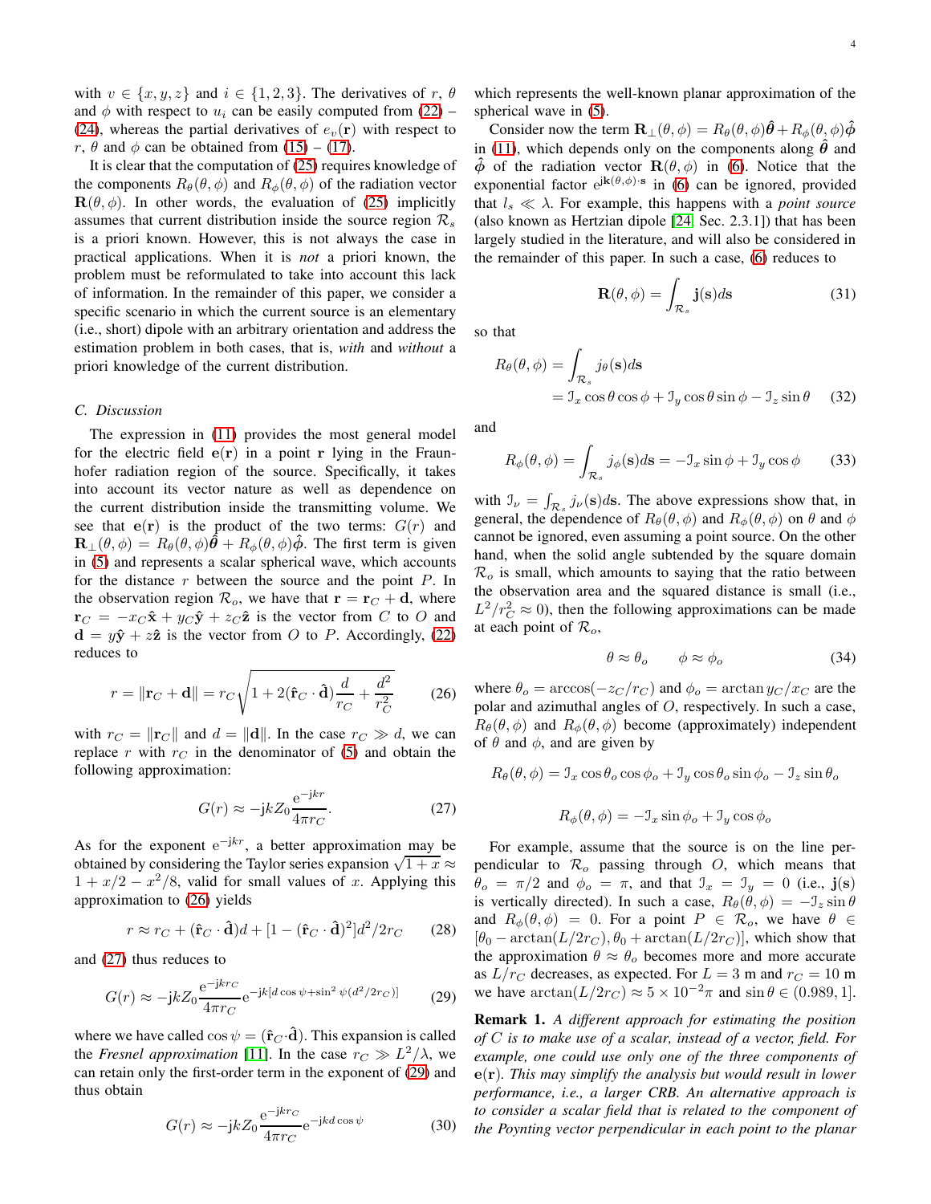with $v \in \{x, y, z\}$ and $i \in \{1, 2, 3\}$. The derivatives of $r$, $\theta$ and $\phi$ with respect to $u_i$ can be easily computed from (22) – (24), whereas the partial derivatives of $e_v(\mathbf{r})$ with respect to $r$, $\theta$ and $\phi$ can be obtained from (15) – (17).

It is clear that the computation of (25) requires knowledge of the components $R_\theta(\theta, \phi)$ and $R_\phi(\theta, \phi)$ of the radiation vector $\mathbf{R}(\theta, \phi)$. In other words, the evaluation of (25) implicitly assumes that current distribution inside the source region $\mathcal{R}_s$ is a priori known. However, this is not always the case in practical applications. When it is *not* a priori known, the problem must be reformulated to take into account this lack of information. In the remainder of this paper, we consider a specific scenario in which the current source is an elementary (i.e., short) dipole with an arbitrary orientation and address the estimation problem in both cases, that is, *with* and *without* a priori knowledge of the current distribution.

### C. Discussion

The expression in (11) provides the most general model for the electric field $\mathbf{e}(\mathbf{r})$ in a point $\mathbf{r}$ lying in the Fraunhofer radiation region of the source. Specifically, it takes into account its vector nature as well as dependence on the current distribution inside the transmitting volume. We see that $\mathbf{e}(\mathbf{r})$ is the product of the two terms: $G(r)$ and $\mathbf{R}_\perp(\theta, \phi) = R_\theta(\theta, \phi)\hat{\boldsymbol{\theta}} + R_\phi(\theta, \phi)\hat{\boldsymbol{\phi}}$. The first term is given in (5) and represents a scalar spherical wave, which accounts for the distance $r$ between the source and the point $P$. In the observation region $\mathcal{R}_o$, we have that $\mathbf{r} = \mathbf{r}_C + \mathbf{d}$, where $\mathbf{r}_C = -x_C\hat{\mathbf{x}} + y_C\hat{\mathbf{y}} + z_C\hat{\mathbf{z}}$ is the vector from $C$ to $O$ and $\mathbf{d} = y\hat{\mathbf{y}} + z\hat{\mathbf{z}}$ is the vector from $O$ to $P$. Accordingly, (22) reduces to

$$r = \|\mathbf{r}_C + \mathbf{d}\| = r_C\sqrt{1 + 2(\hat{\mathbf{r}}_C \cdot \hat{\mathbf{d}})\frac{d}{r_C} + \frac{d^2}{r_C^2}} \tag{26}$$

with $r_C = \|\mathbf{r}_C\|$ and $d = \|\mathbf{d}\|$. In the case $r_C \gg d$, we can replace $r$ with $r_C$ in the denominator of (5) and obtain the following approximation:

$$G(r) \approx -jkZ_0\frac{e^{-jkr}}{4\pi r_C}. \tag{27}$$

As for the exponent $e^{-jkr}$, a better approximation may be obtained by considering the Taylor series expansion $\sqrt{1+x} \approx 1 + x/2 - x^2/8$, valid for small values of $x$. Applying this approximation to (26) yields

$$r \approx r_C + (\hat{\mathbf{r}}_C \cdot \hat{\mathbf{d}})d + [1 - (\hat{\mathbf{r}}_C \cdot \hat{\mathbf{d}})^2]d^2/2r_C \tag{28}$$

and (27) thus reduces to

$$G(r) \approx -jkZ_0\frac{e^{-jkr_C}}{4\pi r_C}e^{-jk[d\cos\psi + \sin^2\psi(d^2/2r_C)]} \tag{29}$$

where we have called $\cos\psi = (\hat{\mathbf{r}}_C \cdot \hat{\mathbf{d}})$. This expansion is called the *Fresnel approximation* [11]. In the case $r_C \gg L^2/\lambda$, we can retain only the first-order term in the exponent of (29) and thus obtain

$$G(r) \approx -jkZ_0\frac{e^{-jkr_C}}{4\pi r_C}e^{-jkd\cos\psi} \tag{30}$$

which represents the well-known planar approximation of the spherical wave in (5).

Consider now the term $\mathbf{R}_\perp(\theta, \phi) = R_\theta(\theta, \phi)\hat{\boldsymbol{\theta}} + R_\phi(\theta, \phi)\hat{\boldsymbol{\phi}}$ in (11), which depends only on the components along $\hat{\boldsymbol{\theta}}$ and $\hat{\boldsymbol{\phi}}$ of the radiation vector $\mathbf{R}(\theta, \phi)$ in (6). Notice that the exponential factor $e^{j\mathbf{k}(\theta,\phi)\cdot\mathbf{s}}$ in (6) can be ignored, provided that $l_s \ll \lambda$. For example, this happens with a *point source* (also known as Hertzian dipole [24, Sec. 2.3.1]) that has been largely studied in the literature, and will also be considered in the remainder of this paper. In such a case, (6) reduces to

$$\mathbf{R}(\theta, \phi) = \int_{\mathcal{R}_s} \mathbf{j}(\mathbf{s})d\mathbf{s} \tag{31}$$

so that

$$\begin{aligned} R_\theta(\theta, \phi) &= \int_{\mathcal{R}_s} j_\theta(\mathbf{s})d\mathbf{s} \\ &= \mathcal{I}_x\cos\theta\cos\phi + \mathcal{I}_y\cos\theta\sin\phi - \mathcal{I}_z\sin\theta \end{aligned} \tag{32}$$

and

$$R_\phi(\theta, \phi) = \int_{\mathcal{R}_s} j_\phi(\mathbf{s})d\mathbf{s} = -\mathcal{I}_x\sin\phi + \mathcal{I}_y\cos\phi \tag{33}$$

with $\mathcal{I}_\nu = \int_{\mathcal{R}_s} j_\nu(\mathbf{s})d\mathbf{s}$. The above expressions show that, in general, the dependence of $R_\theta(\theta, \phi)$ and $R_\phi(\theta, \phi)$ on $\theta$ and $\phi$ cannot be ignored, even assuming a point source. On the other hand, when the solid angle subtended by the square domain $\mathcal{R}_o$ is small, which amounts to saying that the ratio between the observation area and the squared distance is small (i.e., $L^2/r_C^2 \approx 0$), then the following approximations can be made at each point of $\mathcal{R}_o$,

$$\theta \approx \theta_o \qquad \phi \approx \phi_o \tag{34}$$

where $\theta_o = \arccos(-z_C/r_C)$ and $\phi_o = \arctan y_C/x_C$ are the polar and azimuthal angles of $O$, respectively. In such a case, $R_\theta(\theta, \phi)$ and $R_\phi(\theta, \phi)$ become (approximately) independent of $\theta$ and $\phi$, and are given by

$$R_\theta(\theta, \phi) = \mathcal{I}_x\cos\theta_o\cos\phi_o + \mathcal{I}_y\cos\theta_o\sin\phi_o - \mathcal{I}_z\sin\theta_o$$

$$R_\phi(\theta, \phi) = -\mathcal{I}_x\sin\phi_o + \mathcal{I}_y\cos\phi_o$$

For example, assume that the source is on the line perpendicular to $\mathcal{R}_o$ passing through $O$, which means that $\theta_o = \pi/2$ and $\phi_o = \pi$, and that $\mathcal{I}_x = \mathcal{I}_y = 0$ (i.e., $\mathbf{j}(\mathbf{s})$ is vertically directed). In such a case, $R_\theta(\theta, \phi) = -\mathcal{I}_z\sin\theta$ and $R_\phi(\theta, \phi) = 0$. For a point $P \in \mathcal{R}_o$, we have $\theta \in [\theta_0 - \arctan(L/2r_C), \theta_0 + \arctan(L/2r_C)]$, which show that the approximation $\theta \approx \theta_o$ becomes more and more accurate as $L/r_C$ decreases, as expected. For $L = 3$ m and $r_C = 10$ m we have $\arctan(L/2r_C) \approx 5 \times 10^{-2}\pi$ and $\sin\theta \in (0.989, 1]$.

**Remark 1.** *A different approach for estimating the position of $C$ is to make use of a scalar, instead of a vector, field. For example, one could use only one of the three components of $\mathbf{e}(\mathbf{r})$. This may simplify the analysis but would result in lower performance, i.e., a larger CRB. An alternative approach is to consider a scalar field that is related to the component of the Poynting vector perpendicular in each point to the planar*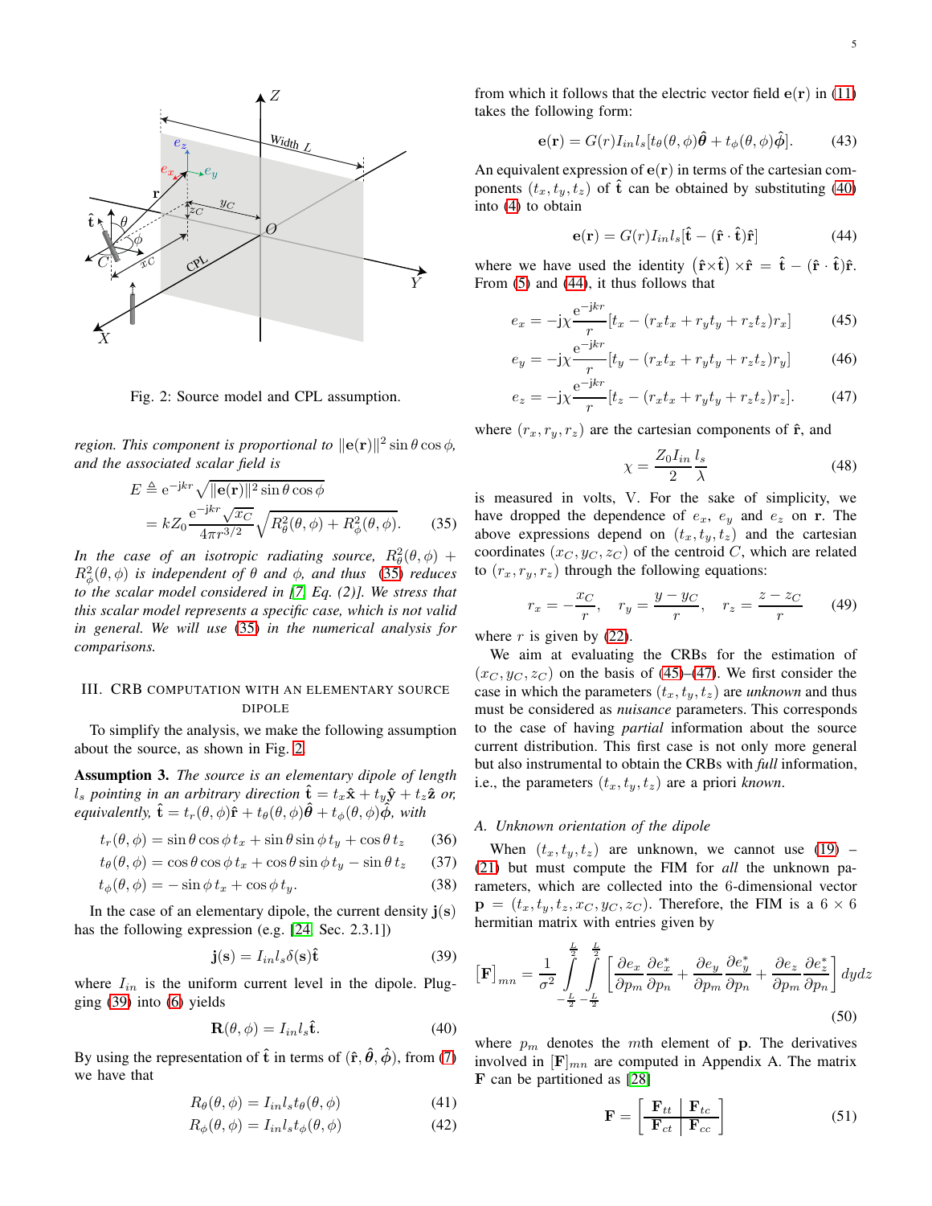Fig. 2: Source model and CPL assumption.

*region. This component is proportional to $\|\mathbf{e}(\mathbf{r})\|^2 \sin\theta\cos\phi$, and the associated scalar field is*

$$
\begin{aligned}
E &\triangleq \mathrm{e}^{-\mathrm{j}kr}\sqrt{\|\mathbf{e}(\mathbf{r})\|^2 \sin\theta\cos\phi} \\
&= kZ_0 \frac{\mathrm{e}^{-\mathrm{j}kr}\sqrt{x_C}}{4\pi r^{3/2}}\sqrt{R_\theta^2(\theta,\phi)+R_\phi^2(\theta,\phi)}. \quad (35)
\end{aligned}
$$

*In the case of an isotropic radiating source, $R_\theta^2(\theta,\phi) + R_\phi^2(\theta,\phi)$ is independent of $\theta$ and $\phi$, and thus (35) reduces to the scalar model considered in [7, Eq. (2)]. We stress that this scalar model represents a specific case, which is not valid in general. We will use (35) in the numerical analysis for comparisons.*

## III. CRB computation with an elementary source dipole

To simplify the analysis, we make the following assumption about the source, as shown in Fig. 2.

**Assumption 3.** *The source is an elementary dipole of length $l_s$ pointing in an arbitrary direction $\hat{\mathbf{t}} = t_x\hat{\mathbf{x}} + t_y\hat{\mathbf{y}} + t_z\hat{\mathbf{z}}$ or, equivalently, $\hat{\mathbf{t}} = t_r(\theta,\phi)\hat{\mathbf{r}} + t_\theta(\theta,\phi)\hat{\boldsymbol{\theta}} + t_\phi(\theta,\phi)\hat{\boldsymbol{\phi}}$, with*

$$t_r(\theta,\phi) = \sin\theta\cos\phi\, t_x + \sin\theta\sin\phi\, t_y + \cos\theta\, t_z \quad (36)$$

$$t_\theta(\theta,\phi) = \cos\theta\cos\phi\, t_x + \cos\theta\sin\phi\, t_y - \sin\theta\, t_z \quad (37)$$

$$t_\phi(\theta,\phi) = -\sin\phi\, t_x + \cos\phi\, t_y. \quad (38)$$

In the case of an elementary dipole, the current density $\mathbf{j}(\mathbf{s})$ has the following expression (e.g. [24, Sec. 2.3.1])

$$\mathbf{j}(\mathbf{s}) = I_{in} l_s \delta(\mathbf{s})\hat{\mathbf{t}} \quad (39)$$

where $I_{in}$ is the uniform current level in the dipole. Plugging (39) into (6) yields

$$\mathbf{R}(\theta,\phi) = I_{in} l_s \hat{\mathbf{t}}. \quad (40)$$

By using the representation of $\hat{\mathbf{t}}$ in terms of $(\hat{\mathbf{r}}, \hat{\boldsymbol{\theta}}, \hat{\boldsymbol{\phi}})$, from (7) we have that

$$R_\theta(\theta,\phi) = I_{in} l_s t_\theta(\theta,\phi) \quad (41)$$

$$R_\phi(\theta,\phi) = I_{in} l_s t_\phi(\theta,\phi) \quad (42)$$

from which it follows that the electric vector field $\mathbf{e}(\mathbf{r})$ in (11) takes the following form:

$$\mathbf{e}(\mathbf{r}) = G(r) I_{in} l_s [t_\theta(\theta,\phi)\hat{\boldsymbol{\theta}} + t_\phi(\theta,\phi)\hat{\boldsymbol{\phi}}]. \quad (43)$$

An equivalent expression of $\mathbf{e}(\mathbf{r})$ in terms of the cartesian components $(t_x, t_y, t_z)$ of $\hat{\mathbf{t}}$ can be obtained by substituting (40) into (4) to obtain

$$\mathbf{e}(\mathbf{r}) = G(r) I_{in} l_s [\hat{\mathbf{t}} - (\hat{\mathbf{r}}\cdot\hat{\mathbf{t}})\hat{\mathbf{r}}] \quad (44)$$

where we have used the identity $(\hat{\mathbf{r}}\times\hat{\mathbf{t}})\times\hat{\mathbf{r}} = \hat{\mathbf{t}} - (\hat{\mathbf{r}}\cdot\hat{\mathbf{t}})\hat{\mathbf{r}}$. From (5) and (44), it thus follows that

$$e_x = -\mathrm{j}\chi \frac{\mathrm{e}^{-\mathrm{j}kr}}{r}[t_x - (r_x t_x + r_y t_y + r_z t_z) r_x] \quad (45)$$

$$e_y = -\mathrm{j}\chi \frac{\mathrm{e}^{-\mathrm{j}kr}}{r}[t_y - (r_x t_x + r_y t_y + r_z t_z) r_y] \quad (46)$$

$$e_z = -\mathrm{j}\chi \frac{\mathrm{e}^{-\mathrm{j}kr}}{r}[t_z - (r_x t_x + r_y t_y + r_z t_z) r_z]. \quad (47)$$

where $(r_x, r_y, r_z)$ are the cartesian components of $\hat{\mathbf{r}}$, and

$$\chi = \frac{Z_0 I_{in}}{2}\frac{l_s}{\lambda} \quad (48)$$

is measured in volts, V. For the sake of simplicity, we have dropped the dependence of $e_x$, $e_y$ and $e_z$ on $\mathbf{r}$. The above expressions depend on $(t_x, t_y, t_z)$ and the cartesian coordinates $(x_C, y_C, z_C)$ of the centroid $C$, which are related to $(r_x, r_y, r_z)$ through the following equations:

$$r_x = -\frac{x_C}{r}, \quad r_y = \frac{y - y_C}{r}, \quad r_z = \frac{z - z_C}{r} \quad (49)$$

where $r$ is given by (22).

We aim at evaluating the CRBs for the estimation of $(x_C, y_C, z_C)$ on the basis of (45)–(47). We first consider the case in which the parameters $(t_x, t_y, t_z)$ are *unknown* and thus must be considered as *nuisance* parameters. This corresponds to the case of having *partial* information about the source current distribution. This first case is not only more general but also instrumental to obtain the CRBs with *full* information, i.e., the parameters $(t_x, t_y, t_z)$ are a priori *known*.

### A. Unknown orientation of the dipole

When $(t_x, t_y, t_z)$ are unknown, we cannot use (19) – (21) but must compute the FIM for *all* the unknown parameters, which are collected into the 6-dimensional vector $\mathbf{p} = (t_x, t_y, t_z, x_C, y_C, z_C)$. Therefore, the FIM is a $6\times 6$ hermitian matrix with entries given by

$$[\mathbf{F}]_{mn} = \frac{1}{\sigma^2}\int_{-\frac{L}{2}}^{\frac{L}{2}}\int_{-\frac{L}{2}}^{\frac{L}{2}} \left[\frac{\partial e_x}{\partial p_m}\frac{\partial e_x^*}{\partial p_n} + \frac{\partial e_y}{\partial p_m}\frac{\partial e_y^*}{\partial p_n} + \frac{\partial e_z}{\partial p_m}\frac{\partial e_z^*}{\partial p_n}\right] dydz \quad (50)$$

where $p_m$ denotes the $m$th element of $\mathbf{p}$. The derivatives involved in $[\mathbf{F}]_{mn}$ are computed in Appendix A. The matrix $\mathbf{F}$ can be partitioned as [28]

$$\mathbf{F} = \left[\begin{array}{c|c} \mathbf{F}_{tt} & \mathbf{F}_{tc} \\ \hline \mathbf{F}_{ct} & \mathbf{F}_{cc} \end{array}\right] \quad (51)$$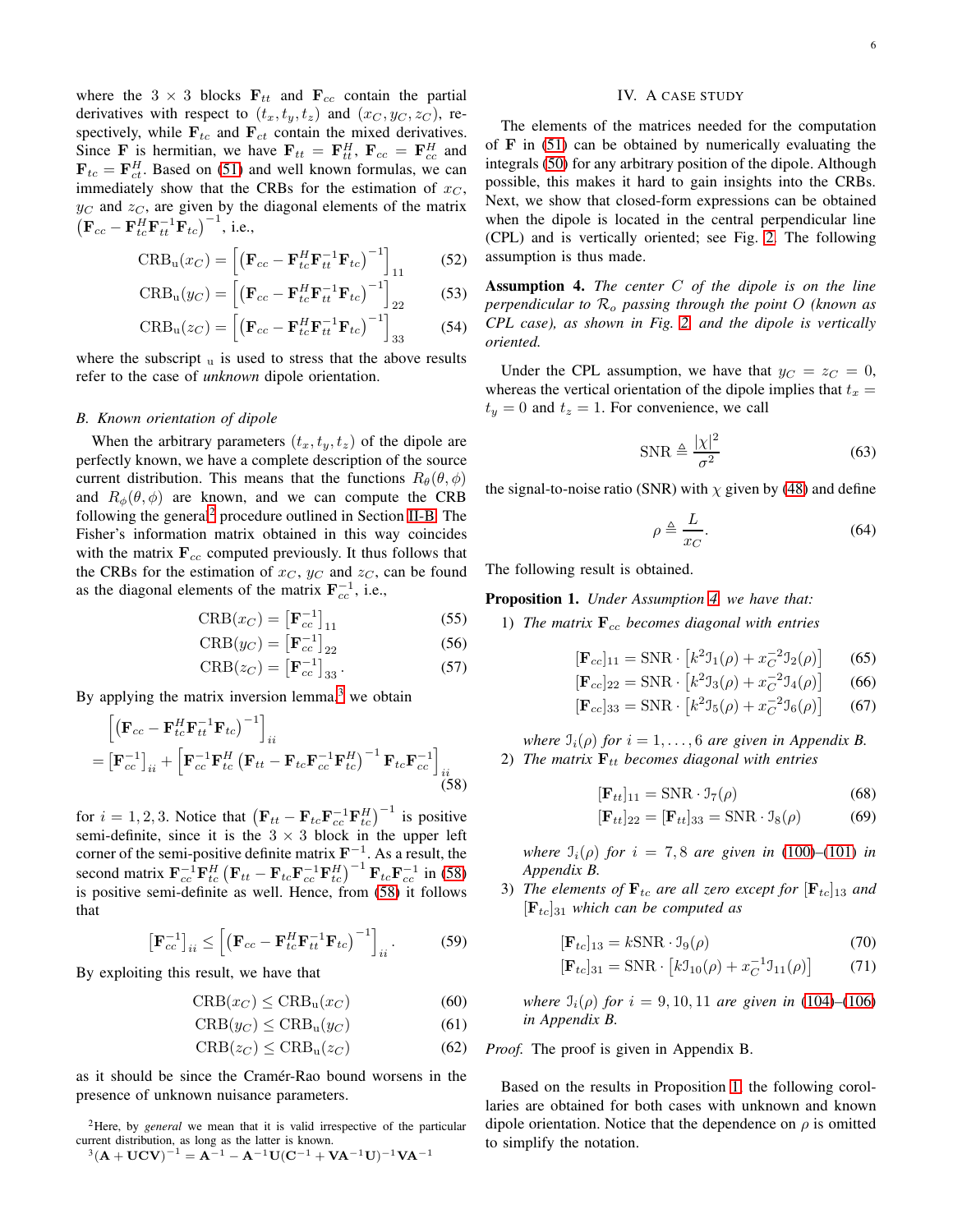where the $3 \times 3$ blocks $\mathbf{F}_{tt}$ and $\mathbf{F}_{cc}$ contain the partial derivatives with respect to $(t_x, t_y, t_z)$ and $(x_C, y_C, z_C)$, respectively, while $\mathbf{F}_{tc}$ and $\mathbf{F}_{ct}$ contain the mixed derivatives. Since $\mathbf{F}$ is hermitian, we have $\mathbf{F}_{tt} = \mathbf{F}_{tt}^H$, $\mathbf{F}_{cc} = \mathbf{F}_{cc}^H$ and $\mathbf{F}_{tc} = \mathbf{F}_{ct}^H$. Based on (51) and well known formulas, we can immediately show that the CRBs for the estimation of $x_C$, $y_C$ and $z_C$, are given by the diagonal elements of the matrix $\left(\mathbf{F}_{cc} - \mathbf{F}_{tc}^H \mathbf{F}_{tt}^{-1} \mathbf{F}_{tc}\right)^{-1}$, i.e.,

$$\mathrm{CRB}_{\mathrm{u}}(x_C) = \left[\left(\mathbf{F}_{cc} - \mathbf{F}_{tc}^H \mathbf{F}_{tt}^{-1} \mathbf{F}_{tc}\right)^{-1}\right]_{11} \tag{52}$$

$$\mathrm{CRB}_{\mathrm{u}}(y_C) = \left[\left(\mathbf{F}_{cc} - \mathbf{F}_{tc}^H \mathbf{F}_{tt}^{-1} \mathbf{F}_{tc}\right)^{-1}\right]_{22} \tag{53}$$

$$\mathrm{CRB}_{\mathrm{u}}(z_C) = \left[\left(\mathbf{F}_{cc} - \mathbf{F}_{tc}^H \mathbf{F}_{tt}^{-1} \mathbf{F}_{tc}\right)^{-1}\right]_{33} \tag{54}$$

where the subscript $_{\mathrm{u}}$ is used to stress that the above results refer to the case of *unknown* dipole orientation.

### B. Known orientation of dipole

When the arbitrary parameters $(t_x, t_y, t_z)$ of the dipole are perfectly known, we have a complete description of the source current distribution. This means that the functions $R_\theta(\theta, \phi)$ and $R_\phi(\theta, \phi)$ are known, and we can compute the CRB following the general[2] procedure outlined in Section II-B. The Fisher's information matrix obtained in this way coincides with the matrix $\mathbf{F}_{cc}$ computed previously. It thus follows that the CRBs for the estimation of $x_C$, $y_C$ and $z_C$, can be found as the diagonal elements of the matrix $\mathbf{F}_{cc}^{-1}$, i.e.,

$$\mathrm{CRB}(x_C) = \left[\mathbf{F}_{cc}^{-1}\right]_{11} \tag{55}$$

$$\mathrm{CRB}(y_C) = \left[\mathbf{F}_{cc}^{-1}\right]_{22} \tag{56}$$

$$\mathrm{CRB}(z_C) = \left[\mathbf{F}_{cc}^{-1}\right]_{33}. \tag{57}$$

By applying the matrix inversion lemma[3] we obtain

$$\begin{aligned}&\left[\left(\mathbf{F}_{cc} - \mathbf{F}_{tc}^H \mathbf{F}_{tt}^{-1} \mathbf{F}_{tc}\right)^{-1}\right]_{ii} \\ &= \left[\mathbf{F}_{cc}^{-1}\right]_{ii} + \left[\mathbf{F}_{cc}^{-1}\mathbf{F}_{tc}^H \left(\mathbf{F}_{tt} - \mathbf{F}_{tc}\mathbf{F}_{cc}^{-1}\mathbf{F}_{tc}^H\right)^{-1} \mathbf{F}_{tc}\mathbf{F}_{cc}^{-1}\right]_{ii}\end{aligned} \tag{58}$$

for $i = 1, 2, 3$. Notice that $\left(\mathbf{F}_{tt} - \mathbf{F}_{tc}\mathbf{F}_{cc}^{-1}\mathbf{F}_{tc}^H\right)^{-1}$ is positive semi-definite, since it is the $3 \times 3$ block in the upper left corner of the semi-positive definite matrix $\mathbf{F}^{-1}$. As a result, the second matrix $\mathbf{F}_{cc}^{-1}\mathbf{F}_{tc}^H \left(\mathbf{F}_{tt} - \mathbf{F}_{tc}\mathbf{F}_{cc}^{-1}\mathbf{F}_{tc}^H\right)^{-1} \mathbf{F}_{tc}\mathbf{F}_{cc}^{-1}$ in (58) is positive semi-definite as well. Hence, from (58) it follows that

$$\left[\mathbf{F}_{cc}^{-1}\right]_{ii} \leq \left[\left(\mathbf{F}_{cc} - \mathbf{F}_{tc}^H \mathbf{F}_{tt}^{-1} \mathbf{F}_{tc}\right)^{-1}\right]_{ii}. \tag{59}$$

By exploiting this result, we have that

$$\mathrm{CRB}(x_C) \leq \mathrm{CRB}_{\mathrm{u}}(x_C) \tag{60}$$

$$\mathrm{CRB}(y_C) \leq \mathrm{CRB}_{\mathrm{u}}(y_C) \tag{61}$$

$$\mathrm{CRB}(z_C) \leq \mathrm{CRB}_{\mathrm{u}}(z_C) \tag{62}$$

as it should be since the Cramér-Rao bound worsens in the presence of unknown nuisance parameters.

[2] Here, by *general* we mean that it is valid irrespective of the particular current distribution, as long as the latter is known.

[3] $(\mathbf{A} + \mathbf{UCV})^{-1} = \mathbf{A}^{-1} - \mathbf{A}^{-1}\mathbf{U}(\mathbf{C}^{-1} + \mathbf{V}\mathbf{A}^{-1}\mathbf{U})^{-1}\mathbf{V}\mathbf{A}^{-1}$

## IV. A Case Study

The elements of the matrices needed for the computation of $\mathbf{F}$ in (51) can be obtained by numerically evaluating the integrals (50) for any arbitrary position of the dipole. Although possible, this makes it hard to gain insights into the CRBs. Next, we show that closed-form expressions can be obtained when the dipole is located in the central perpendicular line (CPL) and is vertically oriented; see Fig. 2. The following assumption is thus made.

**Assumption 4.** *The center $C$ of the dipole is on the line perpendicular to $\mathcal{R}_o$ passing through the point $O$ (known as CPL case), as shown in Fig. 2, and the dipole is vertically oriented.*

Under the CPL assumption, we have that $y_C = z_C = 0$, whereas the vertical orientation of the dipole implies that $t_x = t_y = 0$ and $t_z = 1$. For convenience, we call

$$\mathrm{SNR} \triangleq \frac{|\chi|^2}{\sigma^2} \tag{63}$$

the signal-to-noise ratio (SNR) with $\chi$ given by (48) and define

$$\rho \triangleq \frac{L}{x_C}. \tag{64}$$

The following result is obtained.

**Proposition 1.** *Under Assumption 4, we have that:*

1) *The matrix $\mathbf{F}_{cc}$ becomes diagonal with entries*

$$[\mathbf{F}_{cc}]_{11} = \mathrm{SNR} \cdot \left[k^2 \mathcal{I}_1(\rho) + x_C^{-2}\mathcal{I}_2(\rho)\right] \tag{65}$$

$$[\mathbf{F}_{cc}]_{22} = \mathrm{SNR} \cdot \left[k^2 \mathcal{I}_3(\rho) + x_C^{-2}\mathcal{I}_4(\rho)\right] \tag{66}$$

$$[\mathbf{F}_{cc}]_{33} = \mathrm{SNR} \cdot \left[k^2 \mathcal{I}_5(\rho) + x_C^{-2}\mathcal{I}_6(\rho)\right] \tag{67}$$

*where $\mathcal{I}_i(\rho)$ for $i = 1, \ldots, 6$ are given in Appendix B.*

2) *The matrix $\mathbf{F}_{tt}$ becomes diagonal with entries*

$$[\mathbf{F}_{tt}]_{11} = \mathrm{SNR} \cdot \mathcal{I}_7(\rho) \tag{68}$$

$$[\mathbf{F}_{tt}]_{22} = [\mathbf{F}_{tt}]_{33} = \mathrm{SNR} \cdot \mathcal{I}_8(\rho) \tag{69}$$

*where $\mathcal{I}_i(\rho)$ for $i = 7, 8$ are given in (100)–(101) in Appendix B.*

3) *The elements of $\mathbf{F}_{tc}$ are all zero except for $[\mathbf{F}_{tc}]_{13}$ and $[\mathbf{F}_{tc}]_{31}$ which can be computed as*

$$[\mathbf{F}_{tc}]_{13} = k\mathrm{SNR} \cdot \mathcal{I}_9(\rho) \tag{70}$$

$$[\mathbf{F}_{tc}]_{31} = \mathrm{SNR} \cdot \left[k\mathcal{I}_{10}(\rho) + x_C^{-1}\mathcal{I}_{11}(\rho)\right] \tag{71}$$

*where $\mathcal{I}_i(\rho)$ for $i = 9, 10, 11$ are given in (104)–(106) in Appendix B.*

*Proof.* The proof is given in Appendix B.

Based on the results in Proposition 1, the following corollaries are obtained for both cases with unknown and known dipole orientation. Notice that the dependence on $\rho$ is omitted to simplify the notation.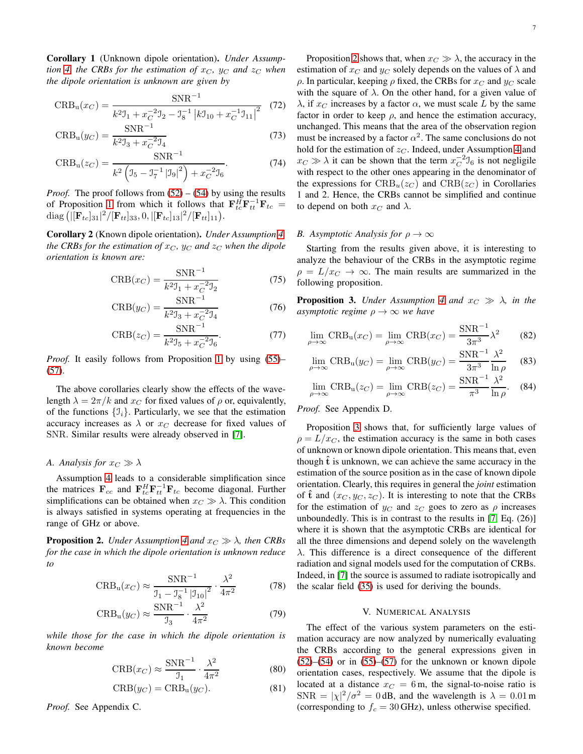**Corollary 1** (Unknown dipole orientation)**.** *Under Assumption 4, the CRBs for the estimation of $x_C$, $y_C$ and $z_C$ when the dipole orientation is unknown are given by*

$$\mathrm{CRB_u}(x_C) = \frac{\mathrm{SNR}^{-1}}{k^2\mathfrak{I}_1 + x_C^{-2}\mathfrak{I}_2 - \mathfrak{I}_8^{-1}\left|k\mathfrak{I}_{10} + x_C^{-1}\mathfrak{I}_{11}\right|^2} \quad (72)$$

$$\mathrm{CRB_u}(y_C) = \frac{\mathrm{SNR}^{-1}}{k^2\mathfrak{I}_3 + x_C^{-2}\mathfrak{I}_4} \quad (73)$$

$$\mathrm{CRB_u}(z_C) = \frac{\mathrm{SNR}^{-1}}{k^2\left(\mathfrak{I}_5 - \mathfrak{I}_7^{-1}\left|\mathfrak{I}_9\right|^2\right) + x_C^{-2}\mathfrak{I}_6}. \quad (74)$$

*Proof.* The proof follows from (52) – (54) by using the results of Proposition 1 from which it follows that $\mathbf{F}_{tc}^H\mathbf{F}_{tt}^{-1}\mathbf{F}_{tc} = \mathrm{diag}\left(|[\mathbf{F}_{tc}]_{31}|^2/[\mathbf{F}_{tt}]_{33}, 0, |[\mathbf{F}_{tc}]_{13}|^2/[\mathbf{F}_{tt}]_{11}\right)$.

**Corollary 2** (Known dipole orientation)**.** *Under Assumption 4 the CRBs for the estimation of $x_C$, $y_C$ and $z_C$ when the dipole orientation is known are:*

$$\mathrm{CRB}(x_C) = \frac{\mathrm{SNR}^{-1}}{k^2\mathfrak{I}_1 + x_C^{-2}\mathfrak{I}_2} \quad (75)$$

$$\mathrm{CRB}(y_C) = \frac{\mathrm{SNR}^{-1}}{k^2\mathfrak{I}_3 + x_C^{-2}\mathfrak{I}_4} \quad (76)$$

$$\mathrm{CRB}(z_C) = \frac{\mathrm{SNR}^{-1}}{k^2\mathfrak{I}_5 + x_C^{-2}\mathfrak{I}_6}. \quad (77)$$

*Proof.* It easily follows from Proposition 1 by using (55)–(57).

The above corollaries clearly show the effects of the wavelength $\lambda = 2\pi/k$ and $x_C$ for fixed values of $\rho$ or, equivalently, of the functions $\{\mathfrak{I}_i\}$. Particularly, we see that the estimation accuracy increases as $\lambda$ or $x_C$ decrease for fixed values of SNR. Similar results were already observed in [7].

### A. Analysis for $x_C \gg \lambda$

Assumption 4 leads to a considerable simplification since the matrices $\mathbf{F}_{cc}$ and $\mathbf{F}_{tc}^H\mathbf{F}_{tt}^{-1}\mathbf{F}_{tc}$ become diagonal. Further simplifications can be obtained when $x_C \gg \lambda$. This condition is always satisfied in systems operating at frequencies in the range of GHz or above.

**Proposition 2.** *Under Assumption 4 and $x_C \gg \lambda$, then CRBs for the case in which the dipole orientation is unknown reduce to*

$$\mathrm{CRB_u}(x_C) \approx \frac{\mathrm{SNR}^{-1}}{\mathfrak{I}_1 - \mathfrak{I}_8^{-1}\left|\mathfrak{I}_{10}\right|^2}\cdot\frac{\lambda^2}{4\pi^2} \quad (78)$$

$$\mathrm{CRB_u}(y_C) \approx \frac{\mathrm{SNR}^{-1}}{\mathfrak{I}_3}\cdot\frac{\lambda^2}{4\pi^2} \quad (79)$$

*while those for the case in which the dipole orientation is known become*

$$\mathrm{CRB}(x_C) \approx \frac{\mathrm{SNR}^{-1}}{\mathfrak{I}_1}\cdot\frac{\lambda^2}{4\pi^2} \quad (80)$$

$$\mathrm{CRB}(y_C) = \mathrm{CRB_u}(y_C). \quad (81)$$

*Proof.* See Appendix C.

Proposition 2 shows that, when $x_C \gg \lambda$, the accuracy in the estimation of $x_C$ and $y_C$ solely depends on the values of $\lambda$ and $\rho$. In particular, keeping $\rho$ fixed, the CRBs for $x_C$ and $y_C$ scale with the square of $\lambda$. On the other hand, for a given value of $\lambda$, if $x_C$ increases by a factor $\alpha$, we must scale $L$ by the same factor in order to keep $\rho$, and hence the estimation accuracy, unchanged. This means that the area of the observation region must be increased by a factor $\alpha^2$. The same conclusions do not hold for the estimation of $z_C$. Indeed, under Assumption 4 and $x_C \gg \lambda$ it can be shown that the term $x_C^{-2}\mathfrak{I}_6$ is not negligile with respect to the other ones appearing in the denominator of the expressions for $\mathrm{CRB}_u(z_C)$ and $\mathrm{CRB}(z_C)$ in Corollaries 1 and 2. Hence, the CRBs cannot be simplified and continue to depend on both $x_C$ and $\lambda$.

### B. Asymptotic Analysis for $\rho \to \infty$

Starting from the results given above, it is interesting to analyze the behaviour of the CRBs in the asymptotic regime $\rho = L/x_C \to \infty$. The main results are summarized in the following proposition.

**Proposition 3.** *Under Assumption 4 and $x_C \gg \lambda$, in the asymptotic regime $\rho \to \infty$ we have*

$$\lim_{\rho\to\infty}\mathrm{CRB_u}(x_C) = \lim_{\rho\to\infty}\mathrm{CRB}(x_C) = \frac{\mathrm{SNR}^{-1}}{3\pi^3}\lambda^2 \quad (82)$$

$$\lim_{\rho\to\infty}\mathrm{CRB_u}(y_C) = \lim_{\rho\to\infty}\mathrm{CRB}(y_C) = \frac{\mathrm{SNR}^{-1}}{3\pi^3}\frac{\lambda^2}{\ln\rho} \quad (83)$$

$$\lim_{\rho\to\infty}\mathrm{CRB_u}(z_C) = \lim_{\rho\to\infty}\mathrm{CRB}(z_C) = \frac{\mathrm{SNR}^{-1}}{\pi^3}\frac{\lambda^2}{\ln\rho}. \quad (84)$$

*Proof.* See Appendix D.

Proposition 3 shows that, for sufficiently large values of $\rho = L/x_C$, the estimation accuracy is the same in both cases of unknown or known dipole orientation. This means that, even though $\hat{\mathbf{t}}$ is unknown, we can achieve the same accuracy in the estimation of the source position as in the case of known dipole orientation. Clearly, this requires in general the *joint* estimation of $\hat{\mathbf{t}}$ and $(x_C, y_C, z_C)$. It is interesting to note that the CRBs for the estimation of $y_C$ and $z_C$ goes to zero as $\rho$ increases unboundedly. This is in contrast to the results in [7, Eq. (26)] where it is shown that the asymptotic CRBs are identical for all the three dimensions and depend solely on the wavelength $\lambda$. This difference is a direct consequence of the different radiation and signal models used for the computation of CRBs. Indeed, in [7] the source is assumed to radiate isotropically and the scalar field (35) is used for deriving the bounds.

## V. Numerical Analysis

The effect of the various system parameters on the estimation accuracy are now analyzed by numerically evaluating the CRBs according to the general expressions given in (52)–(54) or in (55)–(57) for the unknown or known dipole orientation cases, respectively. We assume that the dipole is located at a distance $x_C = 6\,\mathrm{m}$, the signal-to-noise ratio is $\mathrm{SNR} = |\chi|^2/\sigma^2 = 0\,\mathrm{dB}$, and the wavelength is $\lambda = 0.01\,\mathrm{m}$ (corresponding to $f_c = 30\,\mathrm{GHz}$), unless otherwise specified.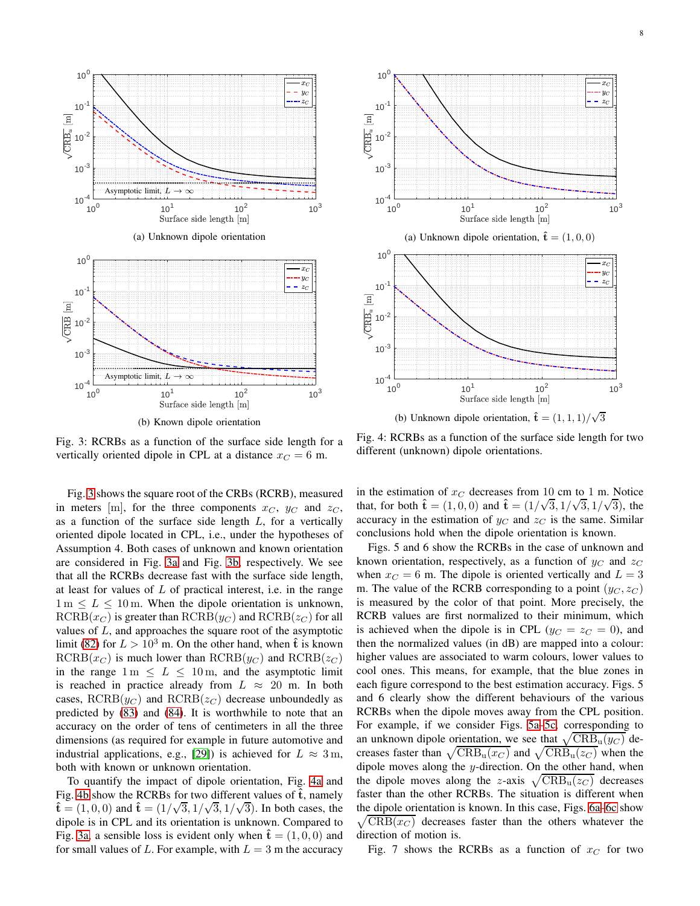(a) Unknown dipole orientation

(b) Known dipole orientation

Fig. 3: RCRBs as a function of the surface side length for a vertically oriented dipole in CPL at a distance $x_C = 6$ m.

(a) Unknown dipole orientation, $\hat{\mathbf{t}} = (1, 0, 0)$

(b) Unknown dipole orientation, $\hat{\mathbf{t}} = (1, 1, 1)/\sqrt{3}$

Fig. 4: RCRBs as a function of the surface side length for two different (unknown) dipole orientations.

Fig. 3 shows the square root of the CRBs (RCRB), measured in meters [m], for the three components $x_C$, $y_C$ and $z_C$, as a function of the surface side length $L$, for a vertically oriented dipole located in CPL, i.e., under the hypotheses of Assumption 4. Both cases of unknown and known orientation are considered in Fig. 3a and Fig. 3b, respectively. We see that all the RCRBs decrease fast with the surface side length, at least for values of $L$ of practical interest, i.e. in the range $1\,\text{m} \leq L \leq 10\,\text{m}$. When the dipole orientation is unknown, $\text{RCRB}(x_C)$ is greater than $\text{RCRB}(y_C)$ and $\text{RCRB}(z_C)$ for all values of $L$, and approaches the square root of the asymptotic limit (82) for $L > 10^3$ m. On the other hand, when $\hat{\mathbf{t}}$ is known $\text{RCRB}(x_C)$ is much lower than $\text{RCRB}(y_C)$ and $\text{RCRB}(z_C)$ in the range $1\,\text{m} \leq L \leq 10\,\text{m}$, and the asymptotic limit is reached in practice already from $L \approx 20$ m. In both cases, $\text{RCRB}(y_C)$ and $\text{RCRB}(z_C)$ decrease unboundedly as predicted by (83) and (84). It is worthwhile to note that an accuracy on the order of tens of centimeters in all the three dimensions (as required for example in future automotive and industrial applications, e.g., [29]) is achieved for $L \approx 3\,\text{m}$, both with known or unknown orientation.

To quantify the impact of dipole orientation, Fig. 4a and Fig. 4b show the RCRBs for two different values of $\hat{\mathbf{t}}$, namely $\hat{\mathbf{t}} = (1, 0, 0)$ and $\hat{\mathbf{t}} = (1/\sqrt{3}, 1/\sqrt{3}, 1/\sqrt{3})$. In both cases, the dipole is in CPL and its orientation is unknown. Compared to Fig. 3a, a sensible loss is evident only when $\hat{\mathbf{t}} = (1, 0, 0)$ and for small values of $L$. For example, with $L = 3$ m the accuracy in the estimation of $x_C$ decreases from 10 cm to 1 m. Notice that, for both $\hat{\mathbf{t}} = (1, 0, 0)$ and $\hat{\mathbf{t}} = (1/\sqrt{3}, 1/\sqrt{3}, 1/\sqrt{3})$, the accuracy in the estimation of $y_C$ and $z_C$ is the same. Similar conclusions hold when the dipole orientation is known.

Figs. 5 and 6 show the RCRBs in the case of unknown and known orientation, respectively, as a function of $y_C$ and $z_C$ when $x_C = 6$ m. The dipole is oriented vertically and $L = 3$ m. The value of the RCRB corresponding to a point $(y_C, z_C)$ is measured by the color of that point. More precisely, the RCRB values are first normalized to their minimum, which is achieved when the dipole is in CPL ($y_C = z_C = 0$), and then the normalized values (in dB) are mapped into a colour: higher values are associated to warm colours, lower values to cool ones. This means, for example, that the blue zones in each figure correspond to the best estimation accuracy. Figs. 5 and 6 clearly show the different behaviours of the various RCRBs when the dipole moves away from the CPL position. For example, if we consider Figs. 5a-5c, corresponding to an unknown dipole orientation, we see that $\sqrt{\text{CRB}_\text{u}(y_C)}$ decreases faster than $\sqrt{\text{CRB}_\text{u}(x_C)}$ and $\sqrt{\text{CRB}_\text{u}(z_C)}$ when the dipole moves along the $y$-direction. On the other hand, when the dipole moves along the $z$-axis $\sqrt{\text{CRB}_\text{u}(z_C)}$ decreases faster than the other RCRBs. The situation is different when the dipole orientation is known. In this case, Figs. 6a-6c show $\sqrt{\text{CRB}(x_C)}$ decreases faster than the others whatever the direction of motion is.

Fig. 7 shows the RCRBs as a function of $x_C$ for two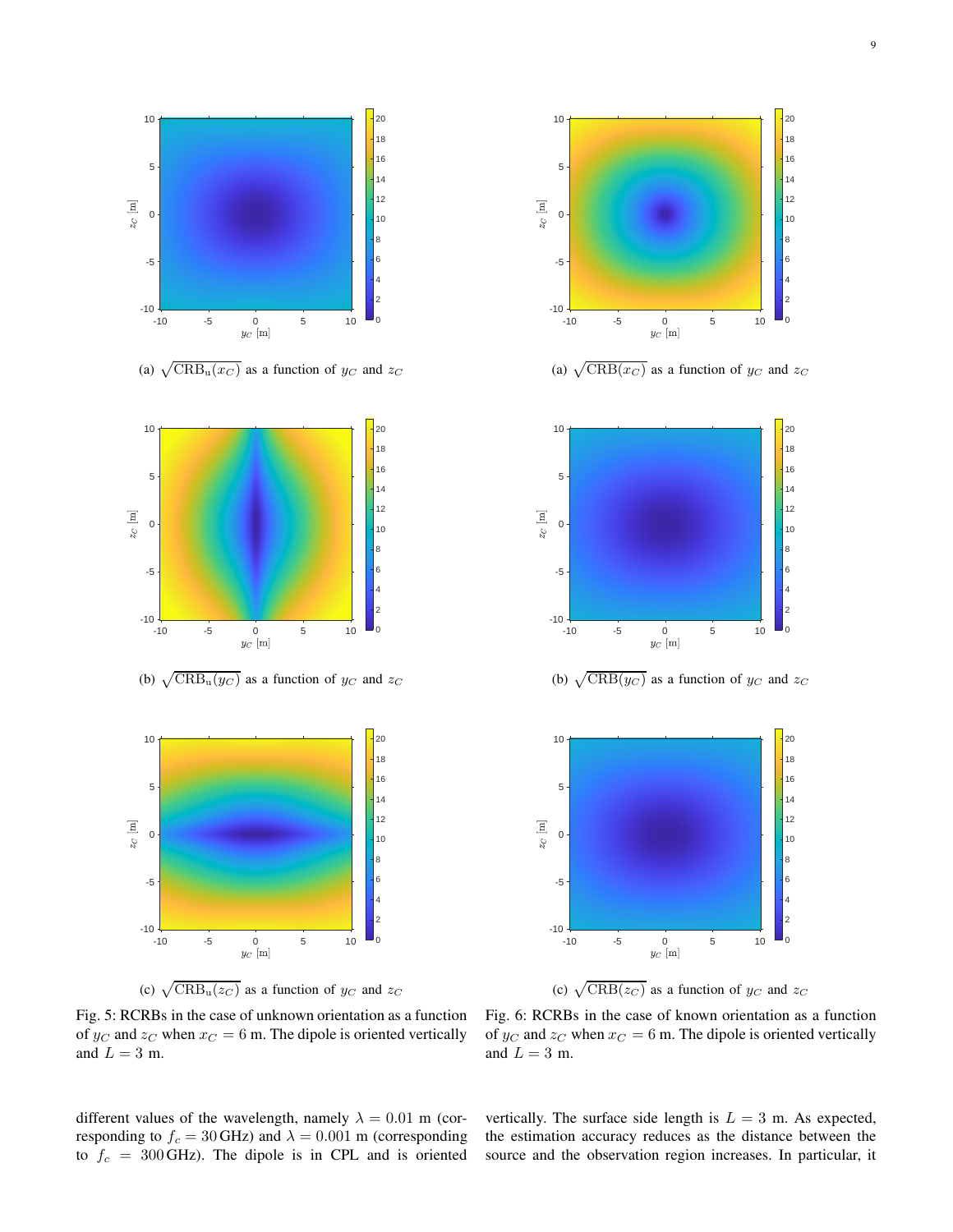(a) $\sqrt{\mathrm{CRB_u}(x_C)}$ as a function of $y_C$ and $z_C$

(b) $\sqrt{\mathrm{CRB_u}(y_C)}$ as a function of $y_C$ and $z_C$

(c) $\sqrt{\mathrm{CRB_u}(z_C)}$ as a function of $y_C$ and $z_C$

Fig. 5: RCRBs in the case of unknown orientation as a function of $y_C$ and $z_C$ when $x_C = 6$ m. The dipole is oriented vertically and $L = 3$ m.

(a) $\sqrt{\mathrm{CRB}(x_C)}$ as a function of $y_C$ and $z_C$

(b) $\sqrt{\mathrm{CRB}(y_C)}$ as a function of $y_C$ and $z_C$

(c) $\sqrt{\mathrm{CRB}(z_C)}$ as a function of $y_C$ and $z_C$

Fig. 6: RCRBs in the case of known orientation as a function of $y_C$ and $z_C$ when $x_C = 6$ m. The dipole is oriented vertically and $L = 3$ m.

different values of the wavelength, namely $\lambda = 0.01$ m (corresponding to $f_c = 30\,\mathrm{GHz}$) and $\lambda = 0.001$ m (corresponding to $f_c = 300\,\mathrm{GHz}$). The dipole is in CPL and is oriented vertically. The surface side length is $L = 3$ m. As expected, the estimation accuracy reduces as the distance between the source and the observation region increases. In particular, it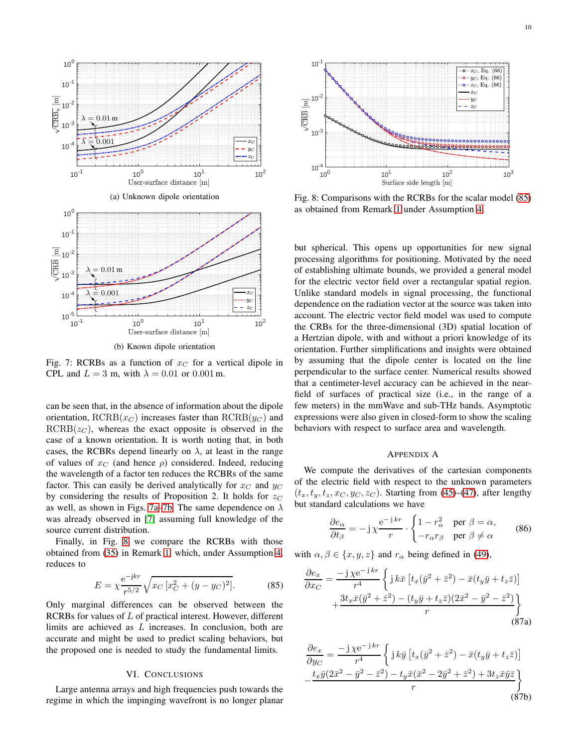(a) Unknown dipole orientation

(b) Known dipole orientation

Fig. 7: RCRBs as a function of $x_C$ for a vertical dipole in CPL and $L = 3$ m, with $\lambda = 0.01$ or $0.001$ m.

can be seen that, in the absence of information about the dipole orientation, $\mathrm{RCRB}(x_C)$ increases faster than $\mathrm{RCRB}(y_C)$ and $\mathrm{RCRB}(z_C)$, whereas the exact opposite is observed in the case of a known orientation. It is worth noting that, in both cases, the RCRBs depend linearly on $\lambda$, at least in the range of values of $x_C$ (and hence $\rho$) considered. Indeed, reducing the wavelength of a factor ten reduces the RCRBs of the same factor. This can easily be derived analytically for $x_C$ and $y_C$ by considering the results of Proposition 2. It holds for $z_C$ as well, as shown in Figs. 7a–7b. The same dependence on $\lambda$ was already observed in [7] assuming full knowledge of the source current distribution.

Finally, in Fig. 8 we compare the RCRBs with those obtained from (35) in Remark 1, which, under Assumption 4, reduces to

$$E = \chi \frac{e^{-jkr}}{r^{5/2}} \sqrt{x_C \left[x_C^2 + (y - y_C)^2\right]}. \tag{85}$$

Only marginal differences can be observed between the RCRBs for values of $L$ of practical interest. However, different limits are achieved as $L$ increases. In conclusion, both are accurate and might be used to predict scaling behaviors, but the proposed one is needed to study the fundamental limits.

Fig. 8: Comparisons with the RCRBs for the scalar model (85) as obtained from Remark 1 under Assumption 4.

## VI. Conclusions

Large antenna arrays and high frequencies push towards the regime in which the impinging wavefront is no longer planar but spherical. This opens up opportunities for new signal processing algorithms for positioning. Motivated by the need of establishing ultimate bounds, we provided a general model for the electric vector field over a rectangular spatial region. Unlike standard models in signal processing, the functional dependence on the radiation vector at the source was taken into account. The electric vector field model was used to compute the CRBs for the three-dimensional (3D) spatial location of a Hertzian dipole, with and without a priori knowledge of its orientation. Further simplifications and insights were obtained by assuming that the dipole center is located on the line perpendicular to the surface center. Numerical results showed that a centimeter-level accuracy can be achieved in the near-field of surfaces of practical size (i.e., in the range of a few meters) in the mmWave and sub-THz bands. Asymptotic expressions were also given in closed-form to show the scaling behaviors with respect to surface area and wavelength.

## Appendix A

We compute the derivatives of the cartesian components of the electric field with respect to the unknown parameters $(t_x, t_y, t_z, x_C, y_C, z_C)$. Starting from (45)–(47), after lengthy but standard calculations we have

$$\frac{\partial e_\alpha}{\partial t_\beta} = -\,j\,\chi \frac{e^{-jkr}}{r} \cdot \begin{cases} 1 - r_\alpha^2 & \text{per } \beta = \alpha, \\ -r_\alpha r_\beta & \text{per } \beta \neq \alpha \end{cases} \tag{86}$$

with $\alpha, \beta \in \{x, y, z\}$ and $r_\alpha$ being defined in (49),

$$\frac{\partial e_x}{\partial x_C} = \frac{-\,j\,\chi e^{-jkr}}{r^4} \Bigg\{ j\,k\bar{x}\left[t_x(\bar{y}^2 + \bar{z}^2) - \bar{x}(t_y\bar{y} + t_z\bar{z})\right] + \frac{3t_x\bar{x}(\bar{y}^2 + \bar{z}^2) - (t_y\bar{y} + t_z\bar{z})(2\bar{x}^2 - \bar{y}^2 - \bar{z}^2)}{r} \Bigg\} \tag{87a}$$

$$\frac{\partial e_x}{\partial y_C} = \frac{-\,j\,\chi e^{-jkr}}{r^4} \Bigg\{ j\,k\bar{y}\left[t_x(\bar{y}^2 + \bar{z}^2) - \bar{x}(t_y\bar{y} + t_z\bar{z})\right] - \frac{t_x\bar{y}(2\bar{x}^2 - \bar{y}^2 - \bar{z}^2) - t_y\bar{x}(\bar{x}^2 - 2\bar{y}^2 + \bar{z}^2) + 3t_z\bar{x}\bar{y}\bar{z}}{r} \Bigg\} \tag{87b}$$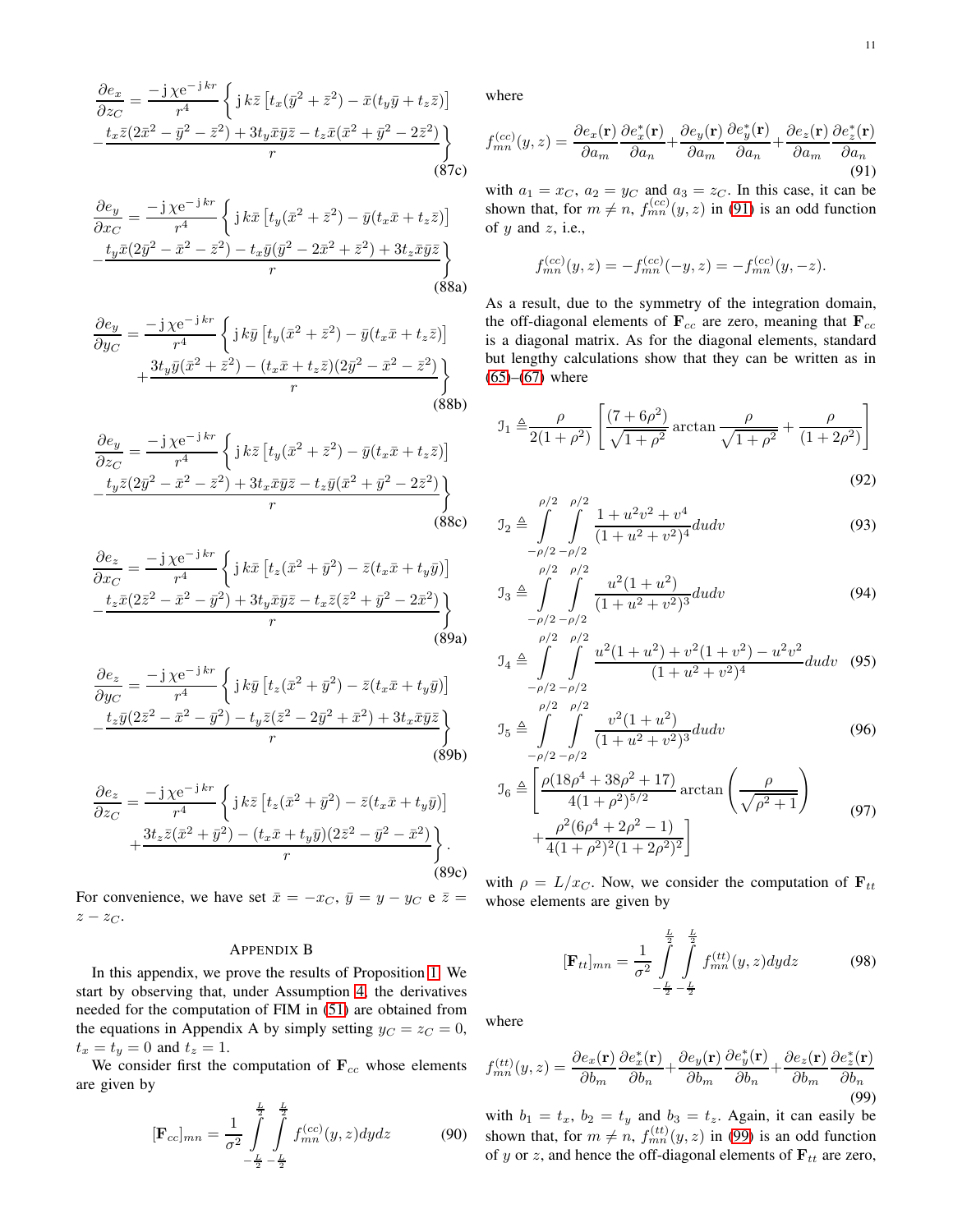$$\frac{\partial e_x}{\partial z_C} = \frac{-\mathrm{j}\,\chi \mathrm{e}^{-\mathrm{j}\,kr}}{r^4}\Bigg\{\mathrm{j}\,k\bar{z}\left[t_x(\bar{y}^2+\bar{z}^2)-\bar{x}(t_y\bar{y}+t_z\bar{z})\right] - \frac{t_x\bar{z}(2\bar{x}^2-\bar{y}^2-\bar{z}^2)+3t_y\bar{x}\bar{y}\bar{z}-t_z\bar{x}(\bar{x}^2+\bar{y}^2-2\bar{z}^2)}{r}\Bigg\} \tag{87c}$$

$$\frac{\partial e_y}{\partial x_C} = \frac{-\mathrm{j}\,\chi \mathrm{e}^{-\mathrm{j}\,kr}}{r^4}\Bigg\{\mathrm{j}\,k\bar{x}\left[t_y(\bar{x}^2+\bar{z}^2)-\bar{y}(t_x\bar{x}+t_z\bar{z})\right] - \frac{t_y\bar{x}(2\bar{y}^2-\bar{x}^2-\bar{z}^2)-t_x\bar{y}(\bar{y}^2-2\bar{x}^2+\bar{z}^2)+3t_z\bar{x}\bar{y}\bar{z}}{r}\Bigg\} \tag{88a}$$

$$\frac{\partial e_y}{\partial y_C} = \frac{-\mathrm{j}\,\chi \mathrm{e}^{-\mathrm{j}\,kr}}{r^4}\Bigg\{\mathrm{j}\,k\bar{y}\left[t_y(\bar{x}^2+\bar{z}^2)-\bar{y}(t_x\bar{x}+t_z\bar{z})\right] + \frac{3t_y\bar{y}(\bar{x}^2+\bar{z}^2)-(t_x\bar{x}+t_z\bar{z})(2\bar{y}^2-\bar{x}^2-\bar{z}^2)}{r}\Bigg\} \tag{88b}$$

$$\frac{\partial e_y}{\partial z_C} = \frac{-\mathrm{j}\,\chi \mathrm{e}^{-\mathrm{j}\,kr}}{r^4}\Bigg\{\mathrm{j}\,k\bar{z}\left[t_y(\bar{x}^2+\bar{z}^2)-\bar{y}(t_x\bar{x}+t_z\bar{z})\right] - \frac{t_y\bar{z}(2\bar{y}^2-\bar{x}^2-\bar{z}^2)+3t_x\bar{x}\bar{y}\bar{z}-t_z\bar{y}(\bar{x}^2+\bar{y}^2-2\bar{z}^2)}{r}\Bigg\} \tag{88c}$$

$$\frac{\partial e_z}{\partial x_C} = \frac{-\mathrm{j}\,\chi \mathrm{e}^{-\mathrm{j}\,kr}}{r^4}\Bigg\{\mathrm{j}\,k\bar{x}\left[t_z(\bar{x}^2+\bar{y}^2)-\bar{z}(t_x\bar{x}+t_y\bar{y})\right] - \frac{t_z\bar{x}(2\bar{z}^2-\bar{x}^2-\bar{y}^2)+3t_y\bar{x}\bar{y}\bar{z}-t_x\bar{z}(\bar{z}^2+\bar{y}^2-2\bar{x}^2)}{r}\Bigg\} \tag{89a}$$

$$\frac{\partial e_z}{\partial y_C} = \frac{-\mathrm{j}\,\chi \mathrm{e}^{-\mathrm{j}\,kr}}{r^4}\Bigg\{\mathrm{j}\,k\bar{y}\left[t_z(\bar{x}^2+\bar{y}^2)-\bar{z}(t_x\bar{x}+t_y\bar{y})\right] - \frac{t_z\bar{y}(2\bar{z}^2-\bar{x}^2-\bar{y}^2)-t_y\bar{z}(\bar{z}^2-2\bar{y}^2+\bar{x}^2)+3t_x\bar{x}\bar{y}\bar{z}}{r}\Bigg\} \tag{89b}$$

$$\frac{\partial e_z}{\partial z_C} = \frac{-\mathrm{j}\,\chi \mathrm{e}^{-\mathrm{j}\,kr}}{r^4}\Bigg\{\mathrm{j}\,k\bar{z}\left[t_z(\bar{x}^2+\bar{y}^2)-\bar{z}(t_x\bar{x}+t_y\bar{y})\right] + \frac{3t_z\bar{z}(\bar{x}^2+\bar{y}^2)-(t_x\bar{x}+t_y\bar{y})(2\bar{z}^2-\bar{y}^2-\bar{x}^2)}{r}\Bigg\}. \tag{89c}$$

For convenience, we have set $\bar{x}=-x_C$, $\bar{y}=y-y_C$ e $\bar{z}=z-z_C$.

## Appendix B

In this appendix, we prove the results of Proposition 1. We start by observing that, under Assumption 4, the derivatives needed for the computation of FIM in (51) are obtained from the equations in Appendix A by simply setting $y_C=z_C=0$, $t_x=t_y=0$ and $t_z=1$.

We consider first the computation of $\mathbf{F}_{cc}$ whose elements are given by

$$[\mathbf{F}_{cc}]_{mn} = \frac{1}{\sigma^2}\int_{-\frac{L}{2}}^{\frac{L}{2}}\int_{-\frac{L}{2}}^{\frac{L}{2}} f_{mn}^{(cc)}(y,z)dydz \tag{90}$$

where

$$f_{mn}^{(cc)}(y,z) = \frac{\partial e_x(\mathbf{r})}{\partial a_m}\frac{\partial e_x^*(\mathbf{r})}{\partial a_n}+\frac{\partial e_y(\mathbf{r})}{\partial a_m}\frac{\partial e_y^*(\mathbf{r})}{\partial a_n}+\frac{\partial e_z(\mathbf{r})}{\partial a_m}\frac{\partial e_z^*(\mathbf{r})}{\partial a_n} \tag{91}$$

with $a_1=x_C$, $a_2=y_C$ and $a_3=z_C$. In this case, it can be shown that, for $m\neq n$, $f_{mn}^{(cc)}(y,z)$ in (91) is an odd function of $y$ and $z$, i.e.,

$$f_{mn}^{(cc)}(y,z) = -f_{mn}^{(cc)}(-y,z) = -f_{mn}^{(cc)}(y,-z).$$

As a result, due to the symmetry of the integration domain, the off-diagonal elements of $\mathbf{F}_{cc}$ are zero, meaning that $\mathbf{F}_{cc}$ is a diagonal matrix. As for the diagonal elements, standard but lengthy calculations show that they can be written as in (65)–(67) where

$$\mathcal{I}_1 \triangleq \frac{\rho}{2(1+\rho^2)}\left[\frac{(7+6\rho^2)}{\sqrt{1+\rho^2}}\arctan\frac{\rho}{\sqrt{1+\rho^2}}+\frac{\rho}{(1+2\rho^2)}\right] \tag{92}$$

$$\mathcal{I}_2 \triangleq \int_{-\rho/2}^{\rho/2}\int_{-\rho/2}^{\rho/2}\frac{1+u^2v^2+v^4}{(1+u^2+v^2)^4}dudv \tag{93}$$

$$\mathcal{I}_3 \triangleq \int_{-\rho/2}^{\rho/2}\int_{-\rho/2}^{\rho/2}\frac{u^2(1+u^2)}{(1+u^2+v^2)^3}dudv \tag{94}$$

$$\mathcal{I}_4 \triangleq \int_{-\rho/2}^{\rho/2}\int_{-\rho/2}^{\rho/2}\frac{u^2(1+u^2)+v^2(1+v^2)-u^2v^2}{(1+u^2+v^2)^4}dudv \tag{95}$$

$$\mathcal{I}_5 \triangleq \int_{-\rho/2}^{\rho/2}\int_{-\rho/2}^{\rho/2}\frac{v^2(1+u^2)}{(1+u^2+v^2)^3}dudv \tag{96}$$

$$\mathcal{I}_6 \triangleq \left[\frac{\rho(18\rho^4+38\rho^2+17)}{4(1+\rho^2)^{5/2}}\arctan\left(\frac{\rho}{\sqrt{\rho^2+1}}\right)+\frac{\rho^2(6\rho^4+2\rho^2-1)}{4(1+\rho^2)^2(1+2\rho^2)^2}\right] \tag{97}$$

with $\rho = L/x_C$. Now, we consider the computation of $\mathbf{F}_{tt}$ whose elements are given by

$$[\mathbf{F}_{tt}]_{mn} = \frac{1}{\sigma^2}\int_{-\frac{L}{2}}^{\frac{L}{2}}\int_{-\frac{L}{2}}^{\frac{L}{2}} f_{mn}^{(tt)}(y,z)dydz \tag{98}$$

where

$$f_{mn}^{(tt)}(y,z) = \frac{\partial e_x(\mathbf{r})}{\partial b_m}\frac{\partial e_x^*(\mathbf{r})}{\partial b_n}+\frac{\partial e_y(\mathbf{r})}{\partial b_m}\frac{\partial e_y^*(\mathbf{r})}{\partial b_n}+\frac{\partial e_z(\mathbf{r})}{\partial b_m}\frac{\partial e_z^*(\mathbf{r})}{\partial b_n} \tag{99}$$

with $b_1=t_x$, $b_2=t_y$ and $b_3=t_z$. Again, it can easily be shown that, for $m\neq n$, $f_{mn}^{(tt)}(y,z)$ in (99) is an odd function of $y$ or $z$, and hence the off-diagonal elements of $\mathbf{F}_{tt}$ are zero,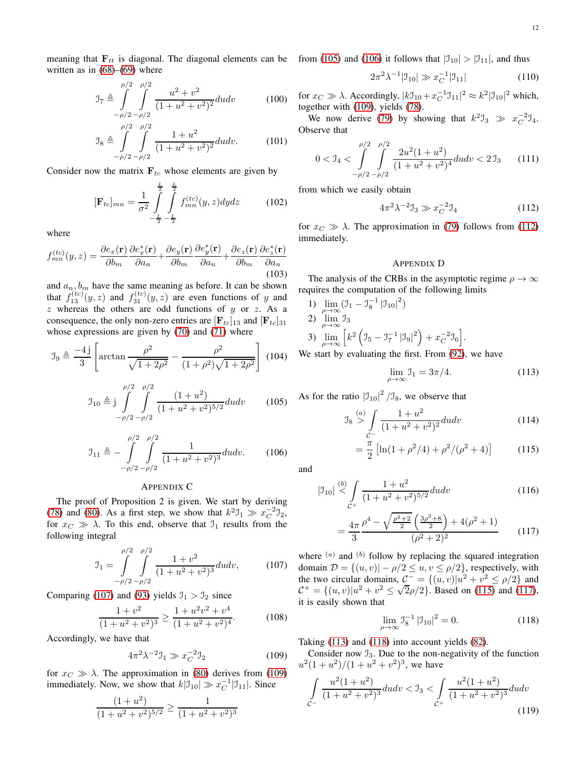meaning that $\mathbf{F}_{tt}$ is diagonal. The diagonal elements can be written as in (68)–(69) where

$$\mathcal{I}_7 \triangleq \int_{-\rho/2}^{\rho/2}\int_{-\rho/2}^{\rho/2} \frac{u^2+v^2}{(1+u^2+v^2)^2} du dv \tag{100}$$

$$\mathcal{I}_8 \triangleq \int_{-\rho/2}^{\rho/2}\int_{-\rho/2}^{\rho/2} \frac{1+u^2}{(1+u^2+v^2)^2} du dv. \tag{101}$$

Consider now the matrix $\mathbf{F}_{tc}$ whose elements are given by

$$[\mathbf{F}_{tc}]_{mn} = \frac{1}{\sigma^2}\int_{-\frac{L}{2}}^{\frac{L}{2}}\int_{-\frac{L}{2}}^{\frac{L}{2}} f_{mn}^{(tc)}(y,z) dy dz \tag{102}$$

where

$$f_{mn}^{(tc)}(y,z) = \frac{\partial e_x(\mathbf{r})}{\partial b_m}\frac{\partial e_x^*(\mathbf{r})}{\partial a_n} + \frac{\partial e_y(\mathbf{r})}{\partial b_m}\frac{\partial e_y^*(\mathbf{r})}{\partial a_n} + \frac{\partial e_z(\mathbf{r})}{\partial b_m}\frac{\partial e_z^*(\mathbf{r})}{\partial a_n} \tag{103}$$

and $a_n, b_m$ have the same meaning as before. It can be shown that $f_{13}^{(tc)}(y,z)$ and $f_{31}^{(tc)}(y,z)$ are even functions of $y$ and $z$ whereas the others are odd functions of $y$ or $z$. As a consequence, the only non-zero entries are $[\mathbf{F}_{tc}]_{13}$ and $[\mathbf{F}_{tc}]_{31}$ whose expressions are given by (70) and (71) where

$$\mathcal{I}_9 \triangleq \frac{-4\mathrm{j}}{3}\left[\arctan\frac{\rho^2}{\sqrt{1+2\rho^2}} - \frac{\rho^2}{(1+\rho^2)\sqrt{1+2\rho^2}}\right] \tag{104}$$

$$\mathcal{I}_{10} \triangleq \mathrm{j}\int_{-\rho/2}^{\rho/2}\int_{-\rho/2}^{\rho/2} \frac{(1+u^2)}{(1+u^2+v^2)^{5/2}} du dv \tag{105}$$

$$\mathcal{I}_{11} \triangleq -\int_{-\rho/2}^{\rho/2}\int_{-\rho/2}^{\rho/2} \frac{1}{(1+u^2+v^2)^3} du dv. \tag{106}$$

## Appendix C

The proof of Proposition 2 is given. We start by deriving (78) and (80). As a first step, we show that $k^2\mathcal{I}_1 \gg x_C^{-2}\mathcal{I}_2$, for $x_C \gg \lambda$. To this end, observe that $\mathcal{I}_1$ results from the following integral

$$\mathcal{I}_1 = \int_{-\rho/2}^{\rho/2}\int_{-\rho/2}^{\rho/2} \frac{1+v^2}{(1+u^2+v^2)^3} du dv, \tag{107}$$

Comparing (107) and (93) yields $\mathcal{I}_1 > \mathcal{I}_2$ since

$$\frac{1+v^2}{(1+u^2+v^2)^3} \geq \frac{1+u^2v^2+v^4}{(1+u^2+v^2)^4}. \tag{108}$$

Accordingly, we have that

$$4\pi^2\lambda^{-2}\mathcal{I}_1 \gg x_C^{-2}\mathcal{I}_2 \tag{109}$$

for $x_C \gg \lambda$. The approximation in (80) derives from (109) immediately. Now, we show that $k|\mathcal{I}_{10}| \gg x_C^{-1}|\mathcal{I}_{11}|$. Since

$$\frac{(1+u^2)}{(1+u^2+v^2)^{5/2}} \geq \frac{1}{(1+u^2+v^2)^3}$$

from (105) and (106) it follows that $|\mathcal{I}_{10}| > |\mathcal{I}_{11}|$, and thus

$$2\pi^2\lambda^{-1}|\mathcal{I}_{10}| \gg x_C^{-1}|\mathcal{I}_{11}| \tag{110}$$

for $x_C \gg \lambda$. Accordingly, $|k\mathcal{I}_{10} + x_C^{-1}\mathcal{I}_{11}|^2 \approx k^2|\mathcal{I}_{10}|^2$ which, together with (109), yields (78).

We now derive (79) by showing that $k^2\mathcal{I}_3 \gg x_C^{-2}\mathcal{I}_4$. Observe that

$$0 < \mathcal{I}_4 < \int_{-\rho/2}^{\rho/2}\int_{-\rho/2}^{\rho/2} \frac{2u^2(1+u^2)}{(1+u^2+v^2)^4} du dv < 2\,\mathcal{I}_3 \tag{111}$$

from which we easily obtain

$$4\pi^2\lambda^{-2}\mathcal{I}_3 \gg x_C^{-2}\mathcal{I}_4 \tag{112}$$

for $x_C \gg \lambda$. The approximation in (79) follows from (112) immediately.

## Appendix D

The analysis of the CRBs in the asymptotic regime $\rho \to \infty$ requires the computation of the following limits

1) $\lim_{\rho\to\infty} (\mathcal{I}_1 - \mathcal{I}_8^{-1}|\mathcal{I}_{10}|^2)$
2) $\lim_{\rho\to\infty} \mathcal{I}_3$
3) $\lim_{\rho\to\infty} \left[k^2\left(\mathcal{I}_5 - \mathcal{I}_7^{-1}|\mathcal{I}_9|^2\right) + x_C^{-2}\mathcal{I}_6\right]$.

We start by evaluating the first. From (92), we have

$$\lim_{\rho\to\infty} \mathcal{I}_1 = 3\pi/4. \tag{113}$$

As for the ratio $|\mathcal{I}_{10}|^2/\mathcal{I}_8$, we observe that

$$\mathcal{I}_8 \overset{(a)}{>} \int_{\mathcal{C}^-} \frac{1+u^2}{(1+u^2+v^2)^2} du dv \tag{114}$$

$$= \frac{\pi}{2}\left[\ln(1+\rho^2/4) + \rho^2/(\rho^2+4)\right] \tag{115}$$

and

$$|\mathcal{I}_{10}| \overset{(b)}{<} \int_{\mathcal{C}^+} \frac{1+u^2}{(1+u^2+v^2)^{5/2}} du dv \tag{116}$$

$$= \frac{4\pi}{3}\frac{\rho^4 - \sqrt{\frac{\rho^2+2}{2}}\left(\frac{3\rho^2+8}{2}\right) + 4(\rho^2+1)}{(\rho^2+2)^2} \tag{117}$$

where $^{(a)}$ and $^{(b)}$ follow by replacing the squared integration domain $\mathcal{D} = \{(u,v) | -\rho/2 \leq u, v \leq \rho/2\}$, respectively, with the two circular domains, $\mathcal{C}^- = \{(u,v) | u^2+v^2 \leq \rho/2\}$ and $\mathcal{C}^+ = \{(u,v) | u^2+v^2 \leq \sqrt{2}\rho/2\}$. Based on (115) and (117), it is easily shown that

$$\lim_{\rho\to\infty} \mathcal{I}_8^{-1}|\mathcal{I}_{10}|^2 = 0. \tag{118}$$

Taking (113) and (118) into account yields (82).

Consider now $\mathcal{I}_3$. Due to the non-negativity of the function $u^2(1+u^2)/(1+u^2+v^2)^3$, we have

$$\int_{\mathcal{C}^-} \frac{u^2(1+u^2)}{(1+u^2+v^2)^3} du dv < \mathcal{I}_3 < \int_{\mathcal{C}^+} \frac{u^2(1+u^2)}{(1+u^2+v^2)^3} du dv \tag{119}$$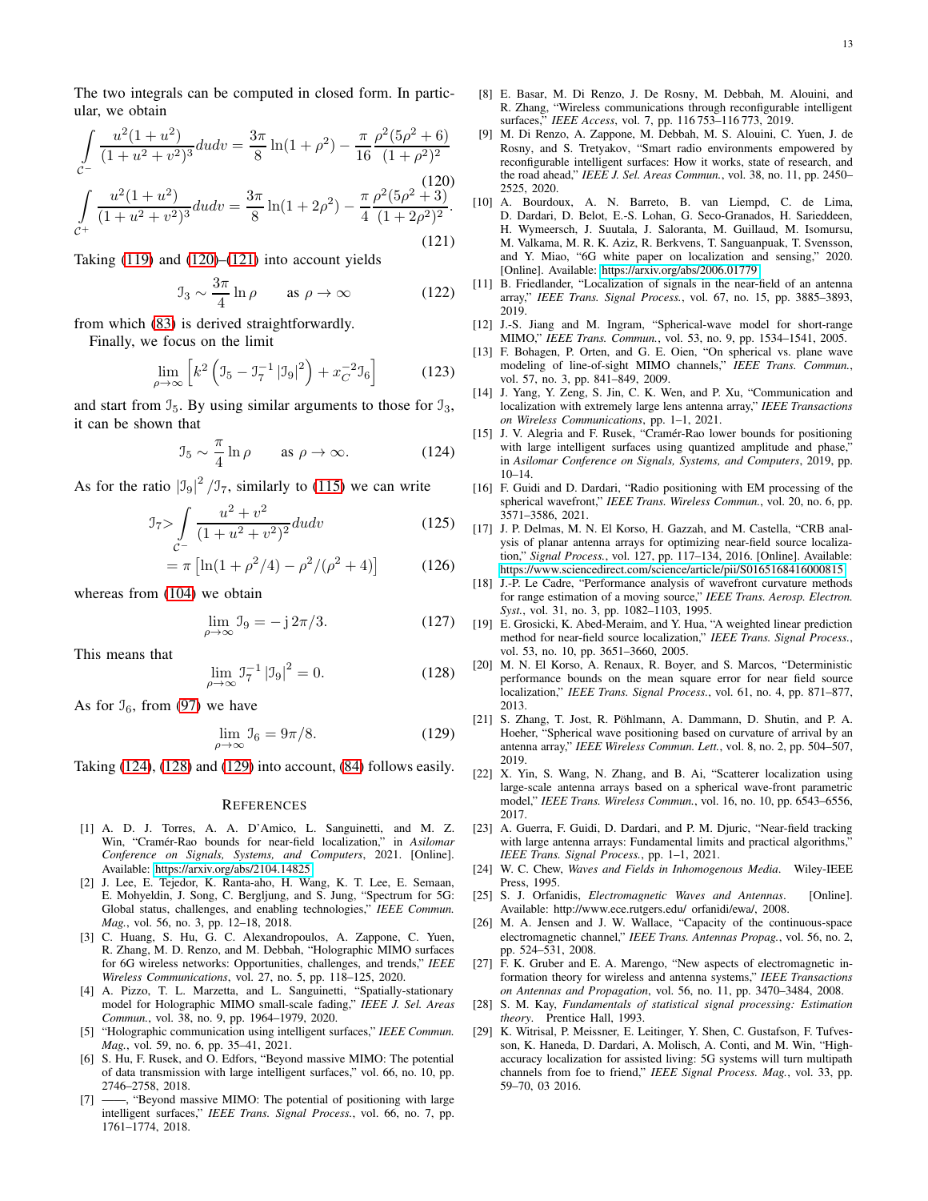The two integrals can be computed in closed form. In particular, we obtain

$$\int_{\mathcal{C}^-} \frac{u^2(1+u^2)}{(1+u^2+v^2)^3} du dv = \frac{3\pi}{8}\ln(1+\rho^2) - \frac{\pi}{16}\frac{\rho^2(5\rho^2+6)}{(1+\rho^2)^2} \tag{120}$$

$$\int_{\mathcal{C}^+} \frac{u^2(1+u^2)}{(1+u^2+v^2)^3} du dv = \frac{3\pi}{8}\ln(1+2\rho^2) - \frac{\pi}{4}\frac{\rho^2(5\rho^2+3)}{(1+2\rho^2)^2}. \tag{121}$$

Taking (119) and (120)–(121) into account yields

$$\mathcal{I}_3 \sim \frac{3\pi}{4}\ln\rho \qquad \text{as } \rho \to \infty \tag{122}$$

from which (83) is derived straightforwardly.

Finally, we focus on the limit

$$\lim_{\rho\to\infty}\left[k^2\left(\mathcal{I}_5 - \mathcal{I}_7^{-1}\left|\mathcal{I}_9\right|^2\right) + x_C^{-2}\mathcal{I}_6\right] \tag{123}$$

and start from $\mathcal{I}_5$. By using similar arguments to those for $\mathcal{I}_3$, it can be shown that

$$\mathcal{I}_5 \sim \frac{\pi}{4}\ln\rho \qquad \text{as } \rho \to \infty. \tag{124}$$

As for the ratio $\left|\mathcal{I}_9\right|^2/\mathcal{I}_7$, similarly to (115) we can write

$$\mathcal{I}_7 > \int_{\mathcal{C}^-} \frac{u^2+v^2}{(1+u^2+v^2)^2} du dv \tag{125}$$

$$= \pi\left[\ln(1+\rho^2/4) - \rho^2/(\rho^2+4)\right] \tag{126}$$

whereas from (104) we obtain

$$\lim_{\rho\to\infty}\mathcal{I}_9 = -\mathrm{j}\,2\pi/3. \tag{127}$$

This means that

$$\lim_{\rho\to\infty}\mathcal{I}_7^{-1}\left|\mathcal{I}_9\right|^2 = 0. \tag{128}$$

As for $\mathcal{I}_6$, from (97) we have

$$\lim_{\rho\to\infty}\mathcal{I}_6 = 9\pi/8. \tag{129}$$

Taking (124), (128) and (129) into account, (84) follows easily.

## References

[1] A. D. J. Torres, A. A. D'Amico, L. Sanguinetti, and M. Z. Win, "Cramér-Rao bounds for near-field localization," in *Asilomar Conference on Signals, Systems, and Computers*, 2021. [Online]. Available: https://arxiv.org/abs/2104.14825

[2] J. Lee, E. Tejedor, K. Ranta-aho, H. Wang, K. T. Lee, E. Semaan, E. Mohyeldin, J. Song, C. Bergljung, and S. Jung, "Spectrum for 5G: Global status, challenges, and enabling technologies," *IEEE Commun. Mag.*, vol. 56, no. 3, pp. 12–18, 2018.

[3] C. Huang, S. Hu, G. C. Alexandropoulos, A. Zappone, C. Yuen, R. Zhang, M. D. Renzo, and M. Debbah, "Holographic MIMO surfaces for 6G wireless networks: Opportunities, challenges, and trends," *IEEE Wireless Communications*, vol. 27, no. 5, pp. 118–125, 2020.

[4] A. Pizzo, T. L. Marzetta, and L. Sanguinetti, "Spatially-stationary model for Holographic MIMO small-scale fading," *IEEE J. Sel. Areas Commun.*, vol. 38, no. 9, pp. 1964–1979, 2020.

[5] "Holographic communication using intelligent surfaces," *IEEE Commun. Mag.*, vol. 59, no. 6, pp. 35–41, 2021.

[6] S. Hu, F. Rusek, and O. Edfors, "Beyond massive MIMO: The potential of data transmission with large intelligent surfaces," vol. 66, no. 10, pp. 2746–2758, 2018.

[7] ——, "Beyond massive MIMO: The potential of positioning with large intelligent surfaces," *IEEE Trans. Signal Process.*, vol. 66, no. 7, pp. 1761–1774, 2018.

[8] E. Basar, M. Di Renzo, J. De Rosny, M. Debbah, M. Alouini, and R. Zhang, "Wireless communications through reconfigurable intelligent surfaces," *IEEE Access*, vol. 7, pp. 116 753–116 773, 2019.

[9] M. Di Renzo, A. Zappone, M. Debbah, M. S. Alouini, C. Yuen, J. de Rosny, and S. Tretyakov, "Smart radio environments empowered by reconfigurable intelligent surfaces: How it works, state of research, and the road ahead," *IEEE J. Sel. Areas Commun.*, vol. 38, no. 11, pp. 2450–2525, 2020.

[10] A. Bourdoux, A. N. Barreto, B. van Liempd, C. de Lima, D. Dardari, D. Belot, E.-S. Lohan, G. Seco-Granados, H. Sarieddeen, H. Wymeersch, J. Suutala, J. Saloranta, M. Guillaud, M. Isomursu, M. Valkama, M. R. K. Aziz, R. Berkvens, T. Sanguanpuak, T. Svensson, and Y. Miao, "6G white paper on localization and sensing," 2020. [Online]. Available: https://arxiv.org/abs/2006.01779

[11] B. Friedlander, "Localization of signals in the near-field of an antenna array," *IEEE Trans. Signal Process.*, vol. 67, no. 15, pp. 3885–3893, 2019.

[12] J.-S. Jiang and M. Ingram, "Spherical-wave model for short-range MIMO," *IEEE Trans. Commun.*, vol. 53, no. 9, pp. 1534–1541, 2005.

[13] F. Bohagen, P. Orten, and G. E. Oien, "On spherical vs. plane wave modeling of line-of-sight MIMO channels," *IEEE Trans. Commun.*, vol. 57, no. 3, pp. 841–849, 2009.

[14] J. Yang, Y. Zeng, S. Jin, C. K. Wen, and P. Xu, "Communication and localization with extremely large lens antenna array," *IEEE Transactions on Wireless Communications*, pp. 1–1, 2021.

[15] J. V. Alegria and F. Rusek, "Cramér-Rao lower bounds for positioning with large intelligent surfaces using quantized amplitude and phase," in *Asilomar Conference on Signals, Systems, and Computers*, 2019, pp. 10–14.

[16] F. Guidi and D. Dardari, "Radio positioning with EM processing of the spherical wavefront," *IEEE Trans. Wireless Commun.*, vol. 20, no. 6, pp. 3571–3586, 2021.

[17] J. P. Delmas, M. N. El Korso, H. Gazzah, and M. Castella, "CRB analysis of planar antenna arrays for optimizing near-field source localization," *Signal Process.*, vol. 127, pp. 117–134, 2016. [Online]. Available: https://www.sciencedirect.com/science/article/pii/S0165168416000815

[18] J.-P. Le Cadre, "Performance analysis of wavefront curvature methods for range estimation of a moving source," *IEEE Trans. Aerosp. Electron. Syst.*, vol. 31, no. 3, pp. 1082–1103, 1995.

[19] E. Grosicki, K. Abed-Meraim, and Y. Hua, "A weighted linear prediction method for near-field source localization," *IEEE Trans. Signal Process.*, vol. 53, no. 10, pp. 3651–3660, 2005.

[20] M. N. El Korso, A. Renaux, R. Boyer, and S. Marcos, "Deterministic performance bounds on the mean square error for near field source localization," *IEEE Trans. Signal Process.*, vol. 61, no. 4, pp. 871–877, 2013.

[21] S. Zhang, T. Jost, R. Pöhlmann, A. Dammann, D. Shutin, and P. A. Hoeher, "Spherical wave positioning based on curvature of arrival by an antenna array," *IEEE Wireless Commun. Lett.*, vol. 8, no. 2, pp. 504–507, 2019.

[22] X. Yin, S. Wang, N. Zhang, and B. Ai, "Scatterer localization using large-scale antenna arrays based on a spherical wave-front parametric model," *IEEE Trans. Wireless Commun.*, vol. 16, no. 10, pp. 6543–6556, 2017.

[23] A. Guerra, F. Guidi, D. Dardari, and P. M. Djuric, "Near-field tracking with large antenna arrays: Fundamental limits and practical algorithms," *IEEE Trans. Signal Process.*, pp. 1–1, 2021.

[24] W. C. Chew, *Waves and Fields in Inhomogenous Media*. Wiley-IEEE Press, 1995.

[25] S. J. Orfanidis, *Electromagnetic Waves and Antennas*. [Online]. Available: http://www.ece.rutgers.edu/ orfanidi/ewa/, 2008.

[26] M. A. Jensen and J. W. Wallace, "Capacity of the continuous-space electromagnetic channel," *IEEE Trans. Antennas Propag.*, vol. 56, no. 2, pp. 524–531, 2008.

[27] F. K. Gruber and E. A. Marengo, "New aspects of electromagnetic information theory for wireless and antenna systems," *IEEE Transactions on Antennas and Propagation*, vol. 56, no. 11, pp. 3470–3484, 2008.

[28] S. M. Kay, *Fundamentals of statistical signal processing: Estimation theory*. Prentice Hall, 1993.

[29] K. Witrisal, P. Meissner, E. Leitinger, Y. Shen, C. Gustafson, F. Tufvesson, K. Haneda, D. Dardari, A. Molisch, A. Conti, and M. Win, "High-accuracy localization for assisted living: 5G systems will turn multipath channels from foe to friend," *IEEE Signal Process. Mag.*, vol. 33, pp. 59–70, 03 2016.